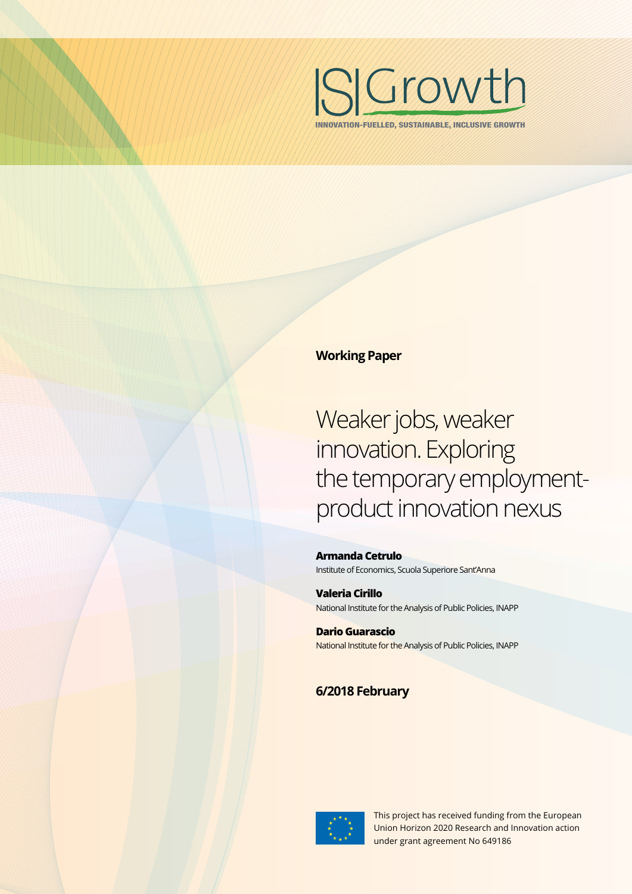ISIGrowth

INNOVATION-FUELLED, SUSTAINABLE, INCLUSIVE GROWTH

**Working Paper**

# Weaker jobs, weaker innovation. Exploring the temporary employment-product innovation nexus

**Armanda Cetrulo**
Institute of Economics, Scuola Superiore Sant'Anna

**Valeria Cirillo**
National Institute for the Analysis of Public Policies, INAPP

**Dario Guarascio**
National Institute for the Analysis of Public Policies, INAPP

**6/2018 February**

This project has received funding from the European Union Horizon 2020 Research and Innovation action under grant agreement No 649186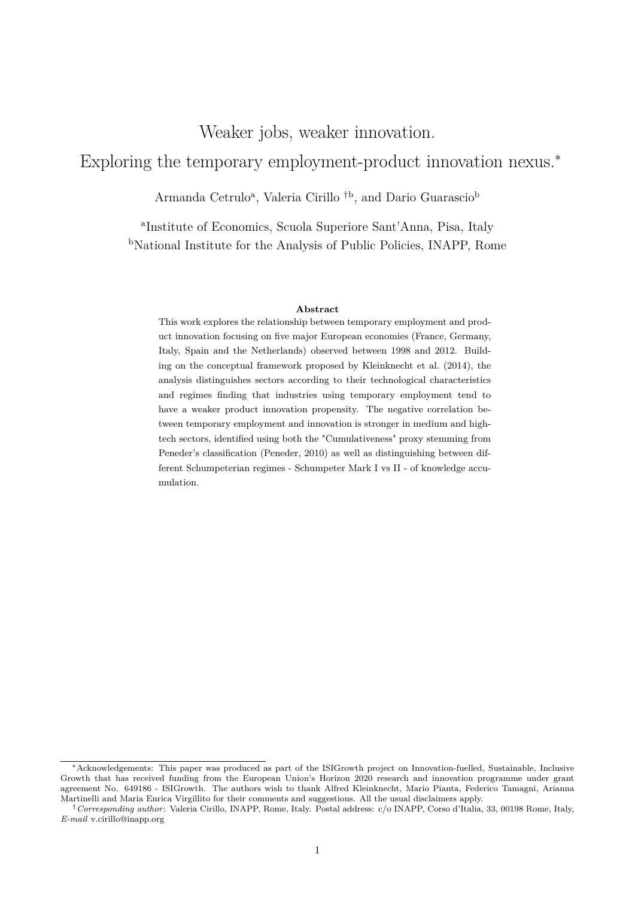# Weaker jobs, weaker innovation. Exploring the temporary employment-product innovation nexus.*

Armanda Cetrulo[a], Valeria Cirillo [†b], and Dario Guarascio[b]

[a]Institute of Economics, Scuola Superiore Sant'Anna, Pisa, Italy

[b]National Institute for the Analysis of Public Policies, INAPP, Rome

**Abstract**

This work explores the relationship between temporary employment and product innovation focusing on five major European economies (France, Germany, Italy, Spain and the Netherlands) observed between 1998 and 2012. Building on the conceptual framework proposed by Kleinknecht et al. (2014), the analysis distinguishes sectors according to their technological characteristics and regimes finding that industries using temporary employment tend to have a weaker product innovation propensity. The negative correlation between temporary employment and innovation is stronger in medium and high-tech sectors, identified using both the "Cumulativeness" proxy stemming from Peneder's classification (Peneder, 2010) as well as distinguishing between different Schumpeterian regimes - Schumpeter Mark I vs II - of knowledge accumulation.

---

*Acknowledgements: This paper was produced as part of the ISIGrowth project on Innovation-fuelled, Sustainable, Inclusive Growth that has received funding from the European Union's Horizon 2020 research and innovation programme under grant agreement No. 649186 - ISIGrowth. The authors wish to thank Alfred Kleinknecht, Mario Pianta, Federico Tamagni, Arianna Martinelli and Maria Enrica Virgillito for their comments and suggestions. All the usual disclaimers apply.

†*Corresponding author*: Valeria Cirillo, INAPP, Rome, Italy. Postal address: c/o INAPP, Corso d'Italia, 33, 00198 Rome, Italy, *E-mail* v.cirillo@inapp.org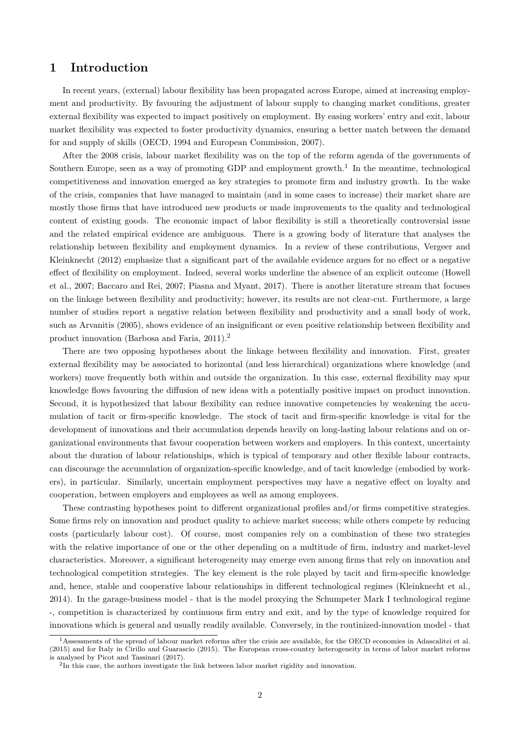# 1 Introduction

In recent years, (external) labour flexibility has been propagated across Europe, aimed at increasing employment and productivity. By favouring the adjustment of labour supply to changing market conditions, greater external flexibility was expected to impact positively on employment. By easing workers' entry and exit, labour market flexibility was expected to foster productivity dynamics, ensuring a better match between the demand for and supply of skills (OECD, 1994 and European Commission, 2007).

After the 2008 crisis, labour market flexibility was on the top of the reform agenda of the governments of Southern Europe, seen as a way of promoting GDP and employment growth.[1] In the meantime, technological competitiveness and innovation emerged as key strategies to promote firm and industry growth. In the wake of the crisis, companies that have managed to maintain (and in some cases to increase) their market share are mostly those firms that have introduced new products or made improvements to the quality and technological content of existing goods. The economic impact of labor flexibility is still a theoretically controversial issue and the related empirical evidence are ambiguous. There is a growing body of literature that analyses the relationship between flexibility and employment dynamics. In a review of these contributions, Vergeer and Kleinknecht (2012) emphasize that a significant part of the available evidence argues for no effect or a negative effect of flexibility on employment. Indeed, several works underline the absence of an explicit outcome (Howell et al., 2007; Baccaro and Rei, 2007; Piasna and Myant, 2017). There is another literature stream that focuses on the linkage between flexibility and productivity; however, its results are not clear-cut. Furthermore, a large number of studies report a negative relation between flexibility and productivity and a small body of work, such as Arvanitis (2005), shows evidence of an insignificant or even positive relationship between flexibility and product innovation (Barbosa and Faria, 2011).[2]

There are two opposing hypotheses about the linkage between flexibility and innovation. First, greater external flexibility may be associated to horizontal (and less hierarchical) organizations where knowledge (and workers) move frequently both within and outside the organization. In this case, external flexibility may spur knowledge flows favouring the diffusion of new ideas with a potentially positive impact on product innovation. Second, it is hypothesized that labour flexibility can reduce innovative competencies by weakening the accumulation of tacit or firm-specific knowledge. The stock of tacit and firm-specific knowledge is vital for the development of innovations and their accumulation depends heavily on long-lasting labour relations and on organizational environments that favour cooperation between workers and employers. In this context, uncertainty about the duration of labour relationships, which is typical of temporary and other flexible labour contracts, can discourage the accumulation of organization-specific knowledge, and of tacit knowledge (embodied by workers), in particular. Similarly, uncertain employment perspectives may have a negative effect on loyalty and cooperation, between employers and employees as well as among employees.

These contrasting hypotheses point to different organizational profiles and/or firms competitive strategies. Some firms rely on innovation and product quality to achieve market success; while others compete by reducing costs (particularly labour cost). Of course, most companies rely on a combination of these two strategies with the relative importance of one or the other depending on a multitude of firm, industry and market-level characteristics. Moreover, a significant heterogeneity may emerge even among firms that rely on innovation and technological competition strategies. The key element is the role played by tacit and firm-specific knowledge and, hence, stable and cooperative labour relationships in different technological regimes (Kleinknecht et al., 2014). In the garage-business model - that is the model proxying the Schumpeter Mark I technological regime -, competition is characterized by continuous firm entry and exit, and by the type of knowledge required for innovations which is general and usually readily available. Conversely, in the routinized-innovation model - that

[1] Assessments of the spread of labour market reforms after the crisis are available, for the OECD economies in Adascalitei et al. (2015) and for Italy in Cirillo and Guarascio (2015). The European cross-country heterogeneity in terms of labor market reforms is analysed by Picot and Tassinari (2017).

[2] In this case, the authors investigate the link between labor market rigidity and innovation.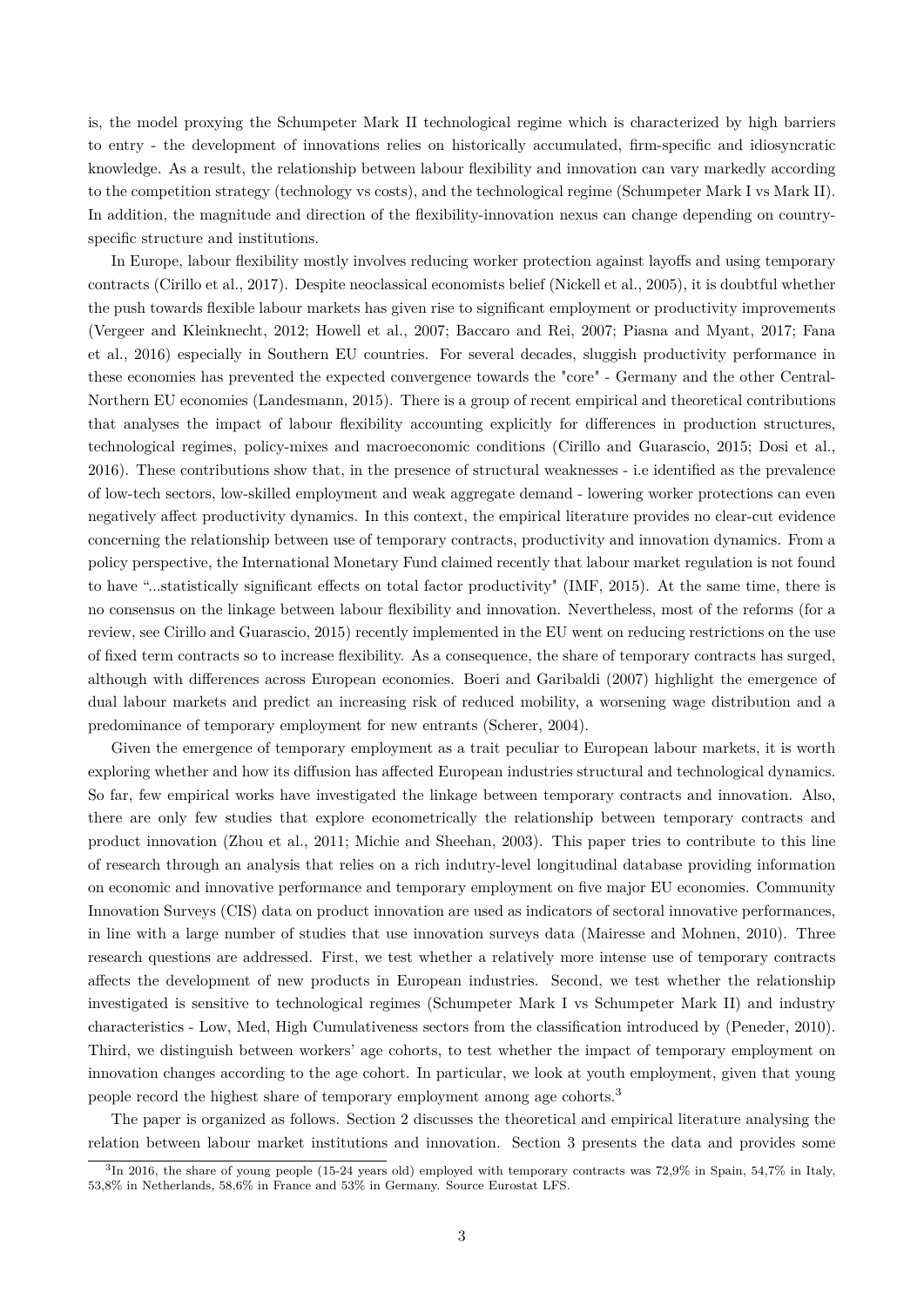is, the model proxying the Schumpeter Mark II technological regime which is characterized by high barriers to entry - the development of innovations relies on historically accumulated, firm-specific and idiosyncratic knowledge. As a result, the relationship between labour flexibility and innovation can vary markedly according to the competition strategy (technology vs costs), and the technological regime (Schumpeter Mark I vs Mark II). In addition, the magnitude and direction of the flexibility-innovation nexus can change depending on country-specific structure and institutions.

In Europe, labour flexibility mostly involves reducing worker protection against layoffs and using temporary contracts (Cirillo et al., 2017). Despite neoclassical economists belief (Nickell et al., 2005), it is doubtful whether the push towards flexible labour markets has given rise to significant employment or productivity improvements (Vergeer and Kleinknecht, 2012; Howell et al., 2007; Baccaro and Rei, 2007; Piasna and Myant, 2017; Fana et al., 2016) especially in Southern EU countries. For several decades, sluggish productivity performance in these economies has prevented the expected convergence towards the "core" - Germany and the other Central-Northern EU economies (Landesmann, 2015). There is a group of recent empirical and theoretical contributions that analyses the impact of labour flexibility accounting explicitly for differences in production structures, technological regimes, policy-mixes and macroeconomic conditions (Cirillo and Guarascio, 2015; Dosi et al., 2016). These contributions show that, in the presence of structural weaknesses - i.e identified as the prevalence of low-tech sectors, low-skilled employment and weak aggregate demand - lowering worker protections can even negatively affect productivity dynamics. In this context, the empirical literature provides no clear-cut evidence concerning the relationship between use of temporary contracts, productivity and innovation dynamics. From a policy perspective, the International Monetary Fund claimed recently that labour market regulation is not found to have "...statistically significant effects on total factor productivity" (IMF, 2015). At the same time, there is no consensus on the linkage between labour flexibility and innovation. Nevertheless, most of the reforms (for a review, see Cirillo and Guarascio, 2015) recently implemented in the EU went on reducing restrictions on the use of fixed term contracts so to increase flexibility. As a consequence, the share of temporary contracts has surged, although with differences across European economies. Boeri and Garibaldi (2007) highlight the emergence of dual labour markets and predict an increasing risk of reduced mobility, a worsening wage distribution and a predominance of temporary employment for new entrants (Scherer, 2004).

Given the emergence of temporary employment as a trait peculiar to European labour markets, it is worth exploring whether and how its diffusion has affected European industries structural and technological dynamics. So far, few empirical works have investigated the linkage between temporary contracts and innovation. Also, there are only few studies that explore econometrically the relationship between temporary contracts and product innovation (Zhou et al., 2011; Michie and Sheehan, 2003). This paper tries to contribute to this line of research through an analysis that relies on a rich indutry-level longitudinal database providing information on economic and innovative performance and temporary employment on five major EU economies. Community Innovation Surveys (CIS) data on product innovation are used as indicators of sectoral innovative performances, in line with a large number of studies that use innovation surveys data (Mairesse and Mohnen, 2010). Three research questions are addressed. First, we test whether a relatively more intense use of temporary contracts affects the development of new products in European industries. Second, we test whether the relationship investigated is sensitive to technological regimes (Schumpeter Mark I vs Schumpeter Mark II) and industry characteristics - Low, Med, High Cumulativeness sectors from the classification introduced by (Peneder, 2010). Third, we distinguish between workers' age cohorts, to test whether the impact of temporary employment on innovation changes according to the age cohort. In particular, we look at youth employment, given that young people record the highest share of temporary employment among age cohorts.[3]

The paper is organized as follows. Section 2 discusses the theoretical and empirical literature analysing the relation between labour market institutions and innovation. Section 3 presents the data and provides some

[3]In 2016, the share of young people (15-24 years old) employed with temporary contracts was 72,9% in Spain, 54,7% in Italy, 53,8% in Netherlands, 58,6% in France and 53% in Germany. Source Eurostat LFS.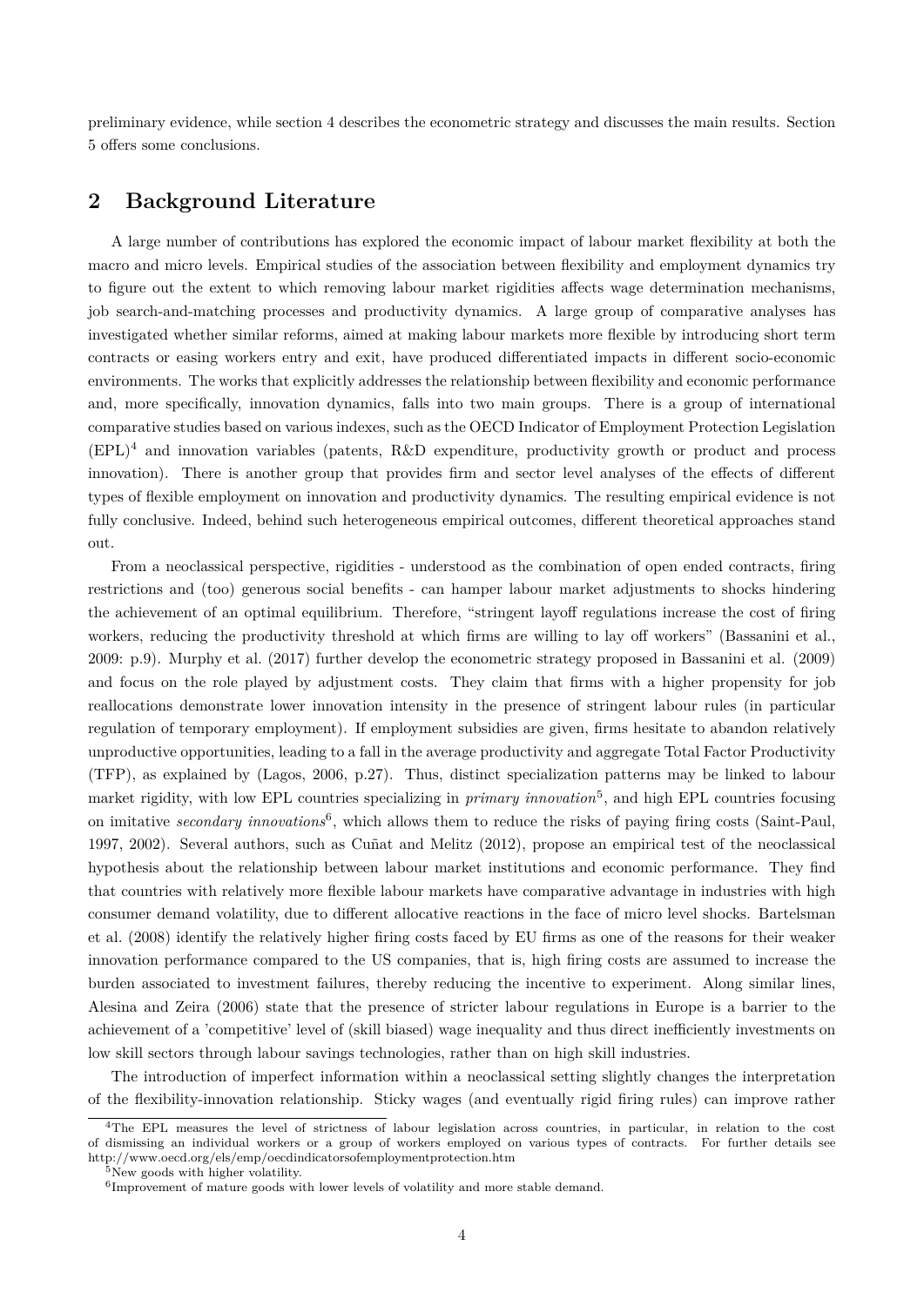preliminary evidence, while section 4 describes the econometric strategy and discusses the main results. Section 5 offers some conclusions.

## 2 Background Literature

A large number of contributions has explored the economic impact of labour market flexibility at both the macro and micro levels. Empirical studies of the association between flexibility and employment dynamics try to figure out the extent to which removing labour market rigidities affects wage determination mechanisms, job search-and-matching processes and productivity dynamics. A large group of comparative analyses has investigated whether similar reforms, aimed at making labour markets more flexible by introducing short term contracts or easing workers entry and exit, have produced differentiated impacts in different socio-economic environments. The works that explicitly addresses the relationship between flexibility and economic performance and, more specifically, innovation dynamics, falls into two main groups. There is a group of international comparative studies based on various indexes, such as the OECD Indicator of Employment Protection Legislation (EPL)[4] and innovation variables (patents, R&D expenditure, productivity growth or product and process innovation). There is another group that provides firm and sector level analyses of the effects of different types of flexible employment on innovation and productivity dynamics. The resulting empirical evidence is not fully conclusive. Indeed, behind such heterogeneous empirical outcomes, different theoretical approaches stand out.

From a neoclassical perspective, rigidities - understood as the combination of open ended contracts, firing restrictions and (too) generous social benefits - can hamper labour market adjustments to shocks hindering the achievement of an optimal equilibrium. Therefore, "stringent layoff regulations increase the cost of firing workers, reducing the productivity threshold at which firms are willing to lay off workers" (Bassanini et al., 2009: p.9). Murphy et al. (2017) further develop the econometric strategy proposed in Bassanini et al. (2009) and focus on the role played by adjustment costs. They claim that firms with a higher propensity for job reallocations demonstrate lower innovation intensity in the presence of stringent labour rules (in particular regulation of temporary employment). If employment subsidies are given, firms hesitate to abandon relatively unproductive opportunities, leading to a fall in the average productivity and aggregate Total Factor Productivity (TFP), as explained by (Lagos, 2006, p.27). Thus, distinct specialization patterns may be linked to labour market rigidity, with low EPL countries specializing in *primary innovation*[5], and high EPL countries focusing on imitative *secondary innovations*[6], which allows them to reduce the risks of paying firing costs (Saint-Paul, 1997, 2002). Several authors, such as Cuñat and Melitz (2012), propose an empirical test of the neoclassical hypothesis about the relationship between labour market institutions and economic performance. They find that countries with relatively more flexible labour markets have comparative advantage in industries with high consumer demand volatility, due to different allocative reactions in the face of micro level shocks. Bartelsman et al. (2008) identify the relatively higher firing costs faced by EU firms as one of the reasons for their weaker innovation performance compared to the US companies, that is, high firing costs are assumed to increase the burden associated to investment failures, thereby reducing the incentive to experiment. Along similar lines, Alesina and Zeira (2006) state that the presence of stricter labour regulations in Europe is a barrier to the achievement of a 'competitive' level of (skill biased) wage inequality and thus direct inefficiently investments on low skill sectors through labour savings technologies, rather than on high skill industries.

The introduction of imperfect information within a neoclassical setting slightly changes the interpretation of the flexibility-innovation relationship. Sticky wages (and eventually rigid firing rules) can improve rather

[4] The EPL measures the level of strictness of labour legislation across countries, in particular, in relation to the cost of dismissing an individual workers or a group of workers employed on various types of contracts. For further details see http://www.oecd.org/els/emp/oecdindicatorsofemploymentprotection.htm

[5] New goods with higher volatility.

[6] Improvement of mature goods with lower levels of volatility and more stable demand.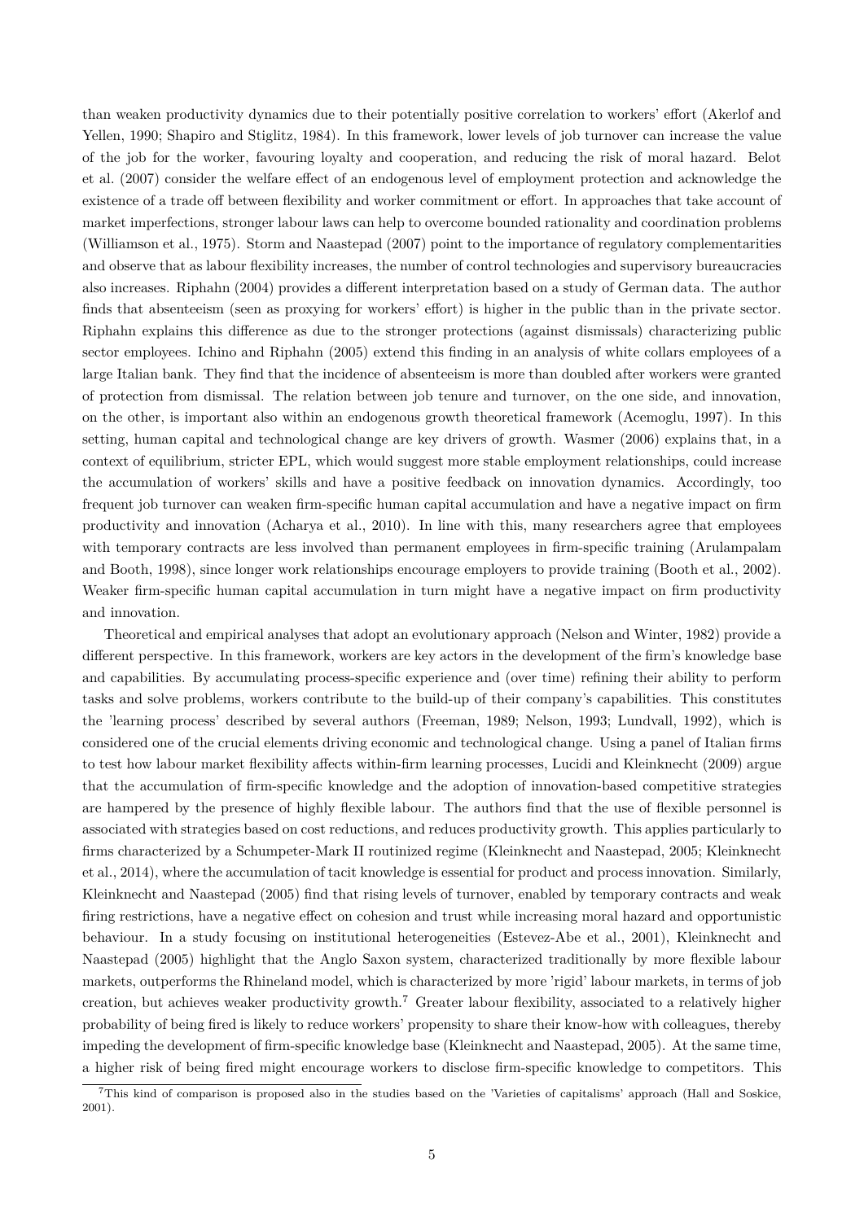than weaken productivity dynamics due to their potentially positive correlation to workers' effort (Akerlof and Yellen, 1990; Shapiro and Stiglitz, 1984). In this framework, lower levels of job turnover can increase the value of the job for the worker, favouring loyalty and cooperation, and reducing the risk of moral hazard. Belot et al. (2007) consider the welfare effect of an endogenous level of employment protection and acknowledge the existence of a trade off between flexibility and worker commitment or effort. In approaches that take account of market imperfections, stronger labour laws can help to overcome bounded rationality and coordination problems (Williamson et al., 1975). Storm and Naastepad (2007) point to the importance of regulatory complementarities and observe that as labour flexibility increases, the number of control technologies and supervisory bureaucracies also increases. Riphahn (2004) provides a different interpretation based on a study of German data. The author finds that absenteeism (seen as proxying for workers' effort) is higher in the public than in the private sector. Riphahn explains this difference as due to the stronger protections (against dismissals) characterizing public sector employees. Ichino and Riphahn (2005) extend this finding in an analysis of white collars employees of a large Italian bank. They find that the incidence of absenteeism is more than doubled after workers were granted of protection from dismissal. The relation between job tenure and turnover, on the one side, and innovation, on the other, is important also within an endogenous growth theoretical framework (Acemoglu, 1997). In this setting, human capital and technological change are key drivers of growth. Wasmer (2006) explains that, in a context of equilibrium, stricter EPL, which would suggest more stable employment relationships, could increase the accumulation of workers' skills and have a positive feedback on innovation dynamics. Accordingly, too frequent job turnover can weaken firm-specific human capital accumulation and have a negative impact on firm productivity and innovation (Acharya et al., 2010). In line with this, many researchers agree that employees with temporary contracts are less involved than permanent employees in firm-specific training (Arulampalam and Booth, 1998), since longer work relationships encourage employers to provide training (Booth et al., 2002). Weaker firm-specific human capital accumulation in turn might have a negative impact on firm productivity and innovation.

Theoretical and empirical analyses that adopt an evolutionary approach (Nelson and Winter, 1982) provide a different perspective. In this framework, workers are key actors in the development of the firm's knowledge base and capabilities. By accumulating process-specific experience and (over time) refining their ability to perform tasks and solve problems, workers contribute to the build-up of their company's capabilities. This constitutes the 'learning process' described by several authors (Freeman, 1989; Nelson, 1993; Lundvall, 1992), which is considered one of the crucial elements driving economic and technological change. Using a panel of Italian firms to test how labour market flexibility affects within-firm learning processes, Lucidi and Kleinknecht (2009) argue that the accumulation of firm-specific knowledge and the adoption of innovation-based competitive strategies are hampered by the presence of highly flexible labour. The authors find that the use of flexible personnel is associated with strategies based on cost reductions, and reduces productivity growth. This applies particularly to firms characterized by a Schumpeter-Mark II routinized regime (Kleinknecht and Naastepad, 2005; Kleinknecht et al., 2014), where the accumulation of tacit knowledge is essential for product and process innovation. Similarly, Kleinknecht and Naastepad (2005) find that rising levels of turnover, enabled by temporary contracts and weak firing restrictions, have a negative effect on cohesion and trust while increasing moral hazard and opportunistic behaviour. In a study focusing on institutional heterogeneities (Estevez-Abe et al., 2001), Kleinknecht and Naastepad (2005) highlight that the Anglo Saxon system, characterized traditionally by more flexible labour markets, outperforms the Rhineland model, which is characterized by more 'rigid' labour markets, in terms of job creation, but achieves weaker productivity growth.[7] Greater labour flexibility, associated to a relatively higher probability of being fired is likely to reduce workers' propensity to share their know-how with colleagues, thereby impeding the development of firm-specific knowledge base (Kleinknecht and Naastepad, 2005). At the same time, a higher risk of being fired might encourage workers to disclose firm-specific knowledge to competitors. This

[7] This kind of comparison is proposed also in the studies based on the 'Varieties of capitalisms' approach (Hall and Soskice, 2001).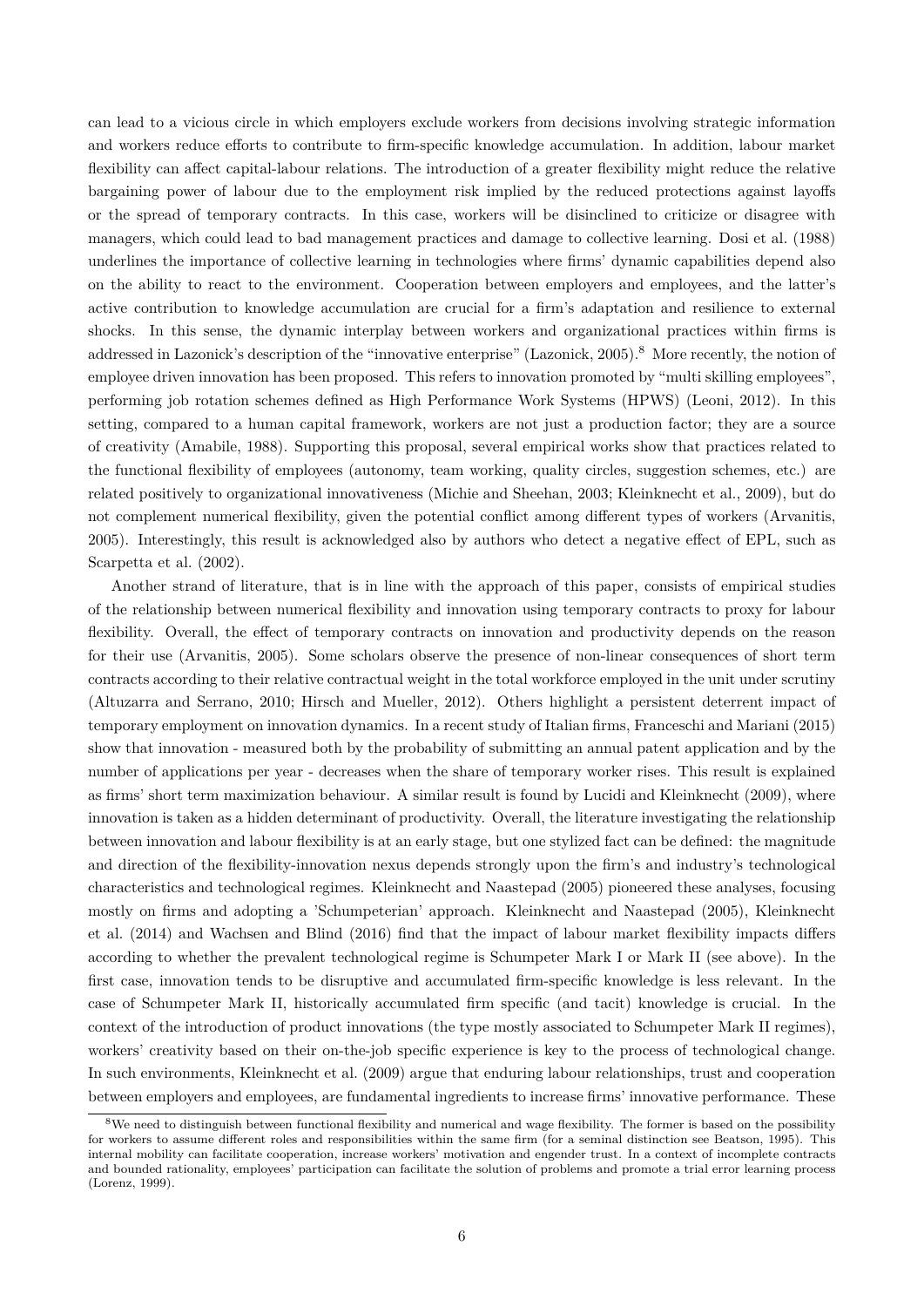can lead to a vicious circle in which employers exclude workers from decisions involving strategic information and workers reduce efforts to contribute to firm-specific knowledge accumulation. In addition, labour market flexibility can affect capital-labour relations. The introduction of a greater flexibility might reduce the relative bargaining power of labour due to the employment risk implied by the reduced protections against layoffs or the spread of temporary contracts. In this case, workers will be disinclined to criticize or disagree with managers, which could lead to bad management practices and damage to collective learning. Dosi et al. (1988) underlines the importance of collective learning in technologies where firms' dynamic capabilities depend also on the ability to react to the environment. Cooperation between employers and employees, and the latter's active contribution to knowledge accumulation are crucial for a firm's adaptation and resilience to external shocks. In this sense, the dynamic interplay between workers and organizational practices within firms is addressed in Lazonick's description of the "innovative enterprise" (Lazonick, 2005).[8] More recently, the notion of employee driven innovation has been proposed. This refers to innovation promoted by "multi skilling employees", performing job rotation schemes defined as High Performance Work Systems (HPWS) (Leoni, 2012). In this setting, compared to a human capital framework, workers are not just a production factor; they are a source of creativity (Amabile, 1988). Supporting this proposal, several empirical works show that practices related to the functional flexibility of employees (autonomy, team working, quality circles, suggestion schemes, etc.) are related positively to organizational innovativeness (Michie and Sheehan, 2003; Kleinknecht et al., 2009), but do not complement numerical flexibility, given the potential conflict among different types of workers (Arvanitis, 2005). Interestingly, this result is acknowledged also by authors who detect a negative effect of EPL, such as Scarpetta et al. (2002).

Another strand of literature, that is in line with the approach of this paper, consists of empirical studies of the relationship between numerical flexibility and innovation using temporary contracts to proxy for labour flexibility. Overall, the effect of temporary contracts on innovation and productivity depends on the reason for their use (Arvanitis, 2005). Some scholars observe the presence of non-linear consequences of short term contracts according to their relative contractual weight in the total workforce employed in the unit under scrutiny (Altuzarra and Serrano, 2010; Hirsch and Mueller, 2012). Others highlight a persistent deterrent impact of temporary employment on innovation dynamics. In a recent study of Italian firms, Franceschi and Mariani (2015) show that innovation - measured both by the probability of submitting an annual patent application and by the number of applications per year - decreases when the share of temporary worker rises. This result is explained as firms' short term maximization behaviour. A similar result is found by Lucidi and Kleinknecht (2009), where innovation is taken as a hidden determinant of productivity. Overall, the literature investigating the relationship between innovation and labour flexibility is at an early stage, but one stylized fact can be defined: the magnitude and direction of the flexibility-innovation nexus depends strongly upon the firm's and industry's technological characteristics and technological regimes. Kleinknecht and Naastepad (2005) pioneered these analyses, focusing mostly on firms and adopting a 'Schumpeterian' approach. Kleinknecht and Naastepad (2005), Kleinknecht et al. (2014) and Wachsen and Blind (2016) find that the impact of labour market flexibility impacts differs according to whether the prevalent technological regime is Schumpeter Mark I or Mark II (see above). In the first case, innovation tends to be disruptive and accumulated firm-specific knowledge is less relevant. In the case of Schumpeter Mark II, historically accumulated firm specific (and tacit) knowledge is crucial. In the context of the introduction of product innovations (the type mostly associated to Schumpeter Mark II regimes), workers' creativity based on their on-the-job specific experience is key to the process of technological change. In such environments, Kleinknecht et al. (2009) argue that enduring labour relationships, trust and cooperation between employers and employees, are fundamental ingredients to increase firms' innovative performance. These

[8] We need to distinguish between functional flexibility and numerical and wage flexibility. The former is based on the possibility for workers to assume different roles and responsibilities within the same firm (for a seminal distinction see Beatson, 1995). This internal mobility can facilitate cooperation, increase workers' motivation and engender trust. In a context of incomplete contracts and bounded rationality, employees' participation can facilitate the solution of problems and promote a trial error learning process (Lorenz, 1999).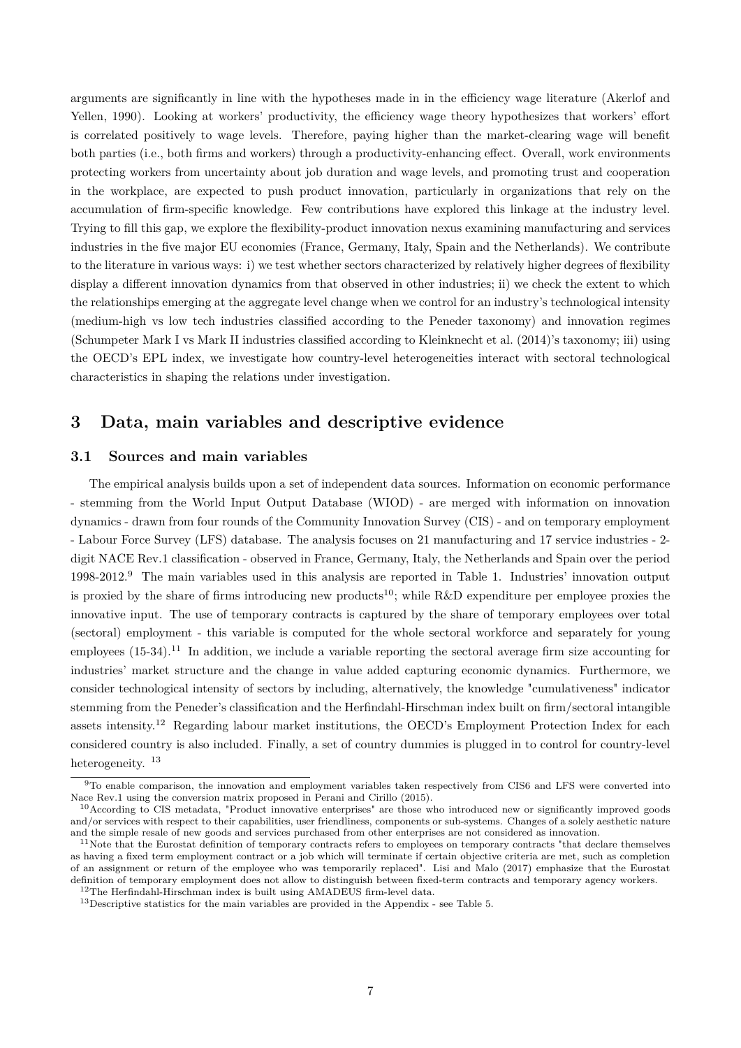arguments are significantly in line with the hypotheses made in in the efficiency wage literature (Akerlof and Yellen, 1990). Looking at workers' productivity, the efficiency wage theory hypothesizes that workers' effort is correlated positively to wage levels. Therefore, paying higher than the market-clearing wage will benefit both parties (i.e., both firms and workers) through a productivity-enhancing effect. Overall, work environments protecting workers from uncertainty about job duration and wage levels, and promoting trust and cooperation in the workplace, are expected to push product innovation, particularly in organizations that rely on the accumulation of firm-specific knowledge. Few contributions have explored this linkage at the industry level. Trying to fill this gap, we explore the flexibility-product innovation nexus examining manufacturing and services industries in the five major EU economies (France, Germany, Italy, Spain and the Netherlands). We contribute to the literature in various ways: i) we test whether sectors characterized by relatively higher degrees of flexibility display a different innovation dynamics from that observed in other industries; ii) we check the extent to which the relationships emerging at the aggregate level change when we control for an industry's technological intensity (medium-high vs low tech industries classified according to the Peneder taxonomy) and innovation regimes (Schumpeter Mark I vs Mark II industries classified according to Kleinknecht et al. (2014)'s taxonomy; iii) using the OECD's EPL index, we investigate how country-level heterogeneities interact with sectoral technological characteristics in shaping the relations under investigation.

# 3 Data, main variables and descriptive evidence

## 3.1 Sources and main variables

The empirical analysis builds upon a set of independent data sources. Information on economic performance - stemming from the World Input Output Database (WIOD) - are merged with information on innovation dynamics - drawn from four rounds of the Community Innovation Survey (CIS) - and on temporary employment - Labour Force Survey (LFS) database. The analysis focuses on 21 manufacturing and 17 service industries - 2-digit NACE Rev.1 classification - observed in France, Germany, Italy, the Netherlands and Spain over the period 1998-2012.[9] The main variables used in this analysis are reported in Table 1. Industries' innovation output is proxied by the share of firms introducing new products[10]; while R&D expenditure per employee proxies the innovative input. The use of temporary contracts is captured by the share of temporary employees over total (sectoral) employment - this variable is computed for the whole sectoral workforce and separately for young employees (15-34).[11] In addition, we include a variable reporting the sectoral average firm size accounting for industries' market structure and the change in value added capturing economic dynamics. Furthermore, we consider technological intensity of sectors by including, alternatively, the knowledge "cumulativeness" indicator stemming from the Peneder's classification and the Herfindahl-Hirschman index built on firm/sectoral intangible assets intensity.[12] Regarding labour market institutions, the OECD's Employment Protection Index for each considered country is also included. Finally, a set of country dummies is plugged in to control for country-level heterogeneity. [13]

[9] To enable comparison, the innovation and employment variables taken respectively from CIS6 and LFS were converted into Nace Rev.1 using the conversion matrix proposed in Perani and Cirillo (2015).

[10] According to CIS metadata, "Product innovative enterprises" are those who introduced new or significantly improved goods and/or services with respect to their capabilities, user friendliness, components or sub-systems. Changes of a solely aesthetic nature and the simple resale of new goods and services purchased from other enterprises are not considered as innovation.

[11] Note that the Eurostat definition of temporary contracts refers to employees on temporary contracts "that declare themselves as having a fixed term employment contract or a job which will terminate if certain objective criteria are met, such as completion of an assignment or return of the employee who was temporarily replaced". Lisi and Malo (2017) emphasize that the Eurostat definition of temporary employment does not allow to distinguish between fixed-term contracts and temporary agency workers.

[12] The Herfindahl-Hirschman index is built using AMADEUS firm-level data.

[13] Descriptive statistics for the main variables are provided in the Appendix - see Table 5.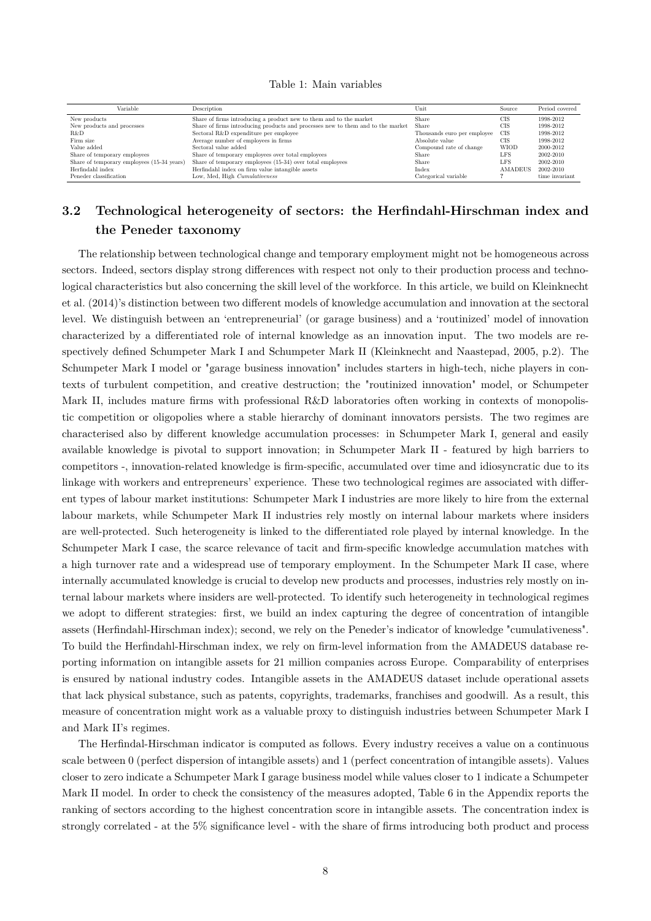Table 1: Main variables

| Variable | Description | Unit | Source | Period covered |
|---|---|---|---|---|
| New products | Share of firms introducing a product new to them and to the market | Share | CIS | 1998-2012 |
| New products and processes | Share of firms introducing products and processes new to them and to the market | Share | CIS | 1998-2012 |
| R&D | Sectoral R&D expenditure per employee | Thousands euro per employee | CIS | 1998-2012 |
| Firm size | Average number of employees in firms | Absolute value | CIS | 1998-2012 |
| Value added | Sectoral value added | Compound rate of change | WIOD | 2000-2012 |
| Share of temporary employees | Share of temporary employees over total employees | Share | LFS | 2002-2010 |
| Share of temporary employees (15-34 years) | Share of temporary employees (15-34) over total employees | Share | LFS | 2002-2010 |
| Herfindahl index | Herfindahl index on firm value intangible assets | Index | AMADEUS | 2002-2010 |
| Peneder classification | Low, Med, High *Cumulativeness* | Categorical variable | ? | time invariant |

## 3.2 Technological heterogeneity of sectors: the Herfindahl-Hirschman index and the Peneder taxonomy

The relationship between technological change and temporary employment might not be homogeneous across sectors. Indeed, sectors display strong differences with respect not only to their production process and technological characteristics but also concerning the skill level of the workforce. In this article, we build on Kleinknecht et al. (2014)'s distinction between two different models of knowledge accumulation and innovation at the sectoral level. We distinguish between an 'entrepreneurial' (or garage business) and a 'routinized' model of innovation characterized by a differentiated role of internal knowledge as an innovation input. The two models are respectively defined Schumpeter Mark I and Schumpeter Mark II (Kleinknecht and Naastepad, 2005, p.2). The Schumpeter Mark I model or "garage business innovation" includes starters in high-tech, niche players in contexts of turbulent competition, and creative destruction; the "routinized innovation" model, or Schumpeter Mark II, includes mature firms with professional R&D laboratories often working in contexts of monopolistic competition or oligopolies where a stable hierarchy of dominant innovators persists. The two regimes are characterised also by different knowledge accumulation processes: in Schumpeter Mark I, general and easily available knowledge is pivotal to support innovation; in Schumpeter Mark II - featured by high barriers to competitors -, innovation-related knowledge is firm-specific, accumulated over time and idiosyncratic due to its linkage with workers and entrepreneurs' experience. These two technological regimes are associated with different types of labour market institutions: Schumpeter Mark I industries are more likely to hire from the external labour markets, while Schumpeter Mark II industries rely mostly on internal labour markets where insiders are well-protected. Such heterogeneity is linked to the differentiated role played by internal knowledge. In the Schumpeter Mark I case, the scarce relevance of tacit and firm-specific knowledge accumulation matches with a high turnover rate and a widespread use of temporary employment. In the Schumpeter Mark II case, where internally accumulated knowledge is crucial to develop new products and processes, industries rely mostly on internal labour markets where insiders are well-protected. To identify such heterogeneity in technological regimes we adopt to different strategies: first, we build an index capturing the degree of concentration of intangible assets (Herfindahl-Hirschman index); second, we rely on the Peneder's indicator of knowledge "cumulativeness". To build the Herfindahl-Hirschman index, we rely on firm-level information from the AMADEUS database reporting information on intangible assets for 21 million companies across Europe. Comparability of enterprises is ensured by national industry codes. Intangible assets in the AMADEUS dataset include operational assets that lack physical substance, such as patents, copyrights, trademarks, franchises and goodwill. As a result, this measure of concentration might work as a valuable proxy to distinguish industries between Schumpeter Mark I and Mark II's regimes.

The Herfindal-Hirschman indicator is computed as follows. Every industry receives a value on a continuous scale between 0 (perfect dispersion of intangible assets) and 1 (perfect concentration of intangible assets). Values closer to zero indicate a Schumpeter Mark I garage business model while values closer to 1 indicate a Schumpeter Mark II model. In order to check the consistency of the measures adopted, Table 6 in the Appendix reports the ranking of sectors according to the highest concentration score in intangible assets. The concentration index is strongly correlated - at the 5% significance level - with the share of firms introducing both product and process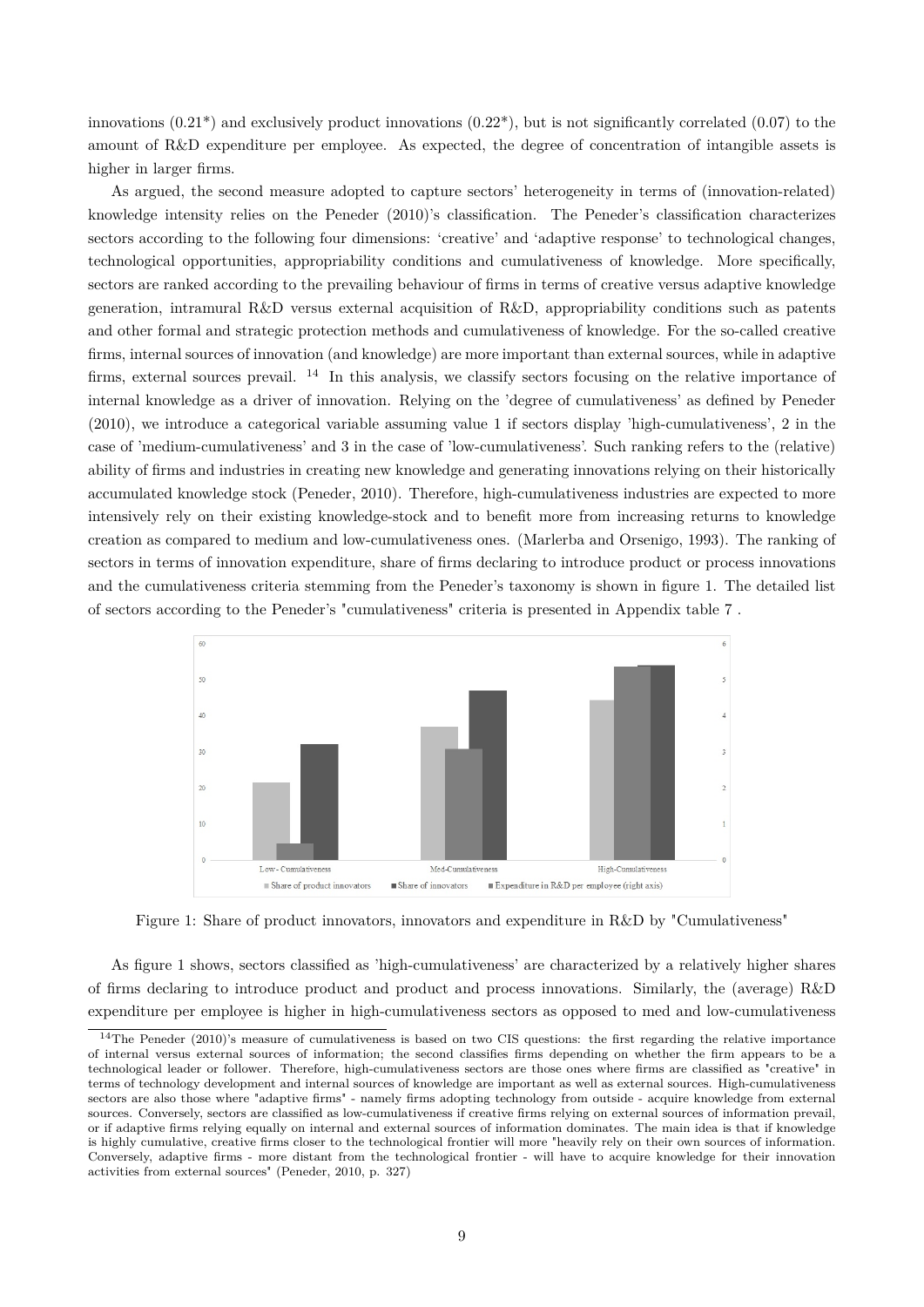innovations (0.21*) and exclusively product innovations (0.22*), but is not significantly correlated (0.07) to the amount of R&D expenditure per employee. As expected, the degree of concentration of intangible assets is higher in larger firms.

As argued, the second measure adopted to capture sectors' heterogeneity in terms of (innovation-related) knowledge intensity relies on the Peneder (2010)'s classification. The Peneder's classification characterizes sectors according to the following four dimensions: 'creative' and 'adaptive response' to technological changes, technological opportunities, appropriability conditions and cumulativeness of knowledge. More specifically, sectors are ranked according to the prevailing behaviour of firms in terms of creative versus adaptive knowledge generation, intramural R&D versus external acquisition of R&D, appropriability conditions such as patents and other formal and strategic protection methods and cumulativeness of knowledge. For the so-called creative firms, internal sources of innovation (and knowledge) are more important than external sources, while in adaptive firms, external sources prevail. [14] In this analysis, we classify sectors focusing on the relative importance of internal knowledge as a driver of innovation. Relying on the 'degree of cumulativeness' as defined by Peneder (2010), we introduce a categorical variable assuming value 1 if sectors display 'high-cumulativeness', 2 in the case of 'medium-cumulativeness' and 3 in the case of 'low-cumulativeness'. Such ranking refers to the (relative) ability of firms and industries in creating new knowledge and generating innovations relying on their historically accumulated knowledge stock (Peneder, 2010). Therefore, high-cumulativeness industries are expected to more intensively rely on their existing knowledge-stock and to benefit more from increasing returns to knowledge creation as compared to medium and low-cumulativeness ones. (Marlerba and Orsenigo, 1993). The ranking of sectors in terms of innovation expenditure, share of firms declaring to introduce product or process innovations and the cumulativeness criteria stemming from the Peneder's taxonomy is shown in figure 1. The detailed list of sectors according to the Peneder's "cumulativeness" criteria is presented in Appendix table 7 .

Figure 1: Share of product innovators, innovators and expenditure in R&D by "Cumulativeness"

As figure 1 shows, sectors classified as 'high-cumulativeness' are characterized by a relatively higher shares of firms declaring to introduce product and product and process innovations. Similarly, the (average) R&D expenditure per employee is higher in high-cumulativeness sectors as opposed to med and low-cumulativeness

[14] The Peneder (2010)'s measure of cumulativeness is based on two CIS questions: the first regarding the relative importance of internal versus external sources of information; the second classifies firms depending on whether the firm appears to be a technological leader or follower. Therefore, high-cumulativeness sectors are those ones where firms are classified as "creative" in terms of technology development and internal sources of knowledge are important as well as external sources. High-cumulativeness sectors are also those where "adaptive firms" - namely firms adopting technology from outside - acquire knowledge from external sources. Conversely, sectors are classified as low-cumulativeness if creative firms relying on external sources of information prevail, or if adaptive firms relying equally on internal and external sources of information dominates. The main idea is that if knowledge is highly cumulative, creative firms closer to the technological frontier will more "heavily rely on their own sources of information. Conversely, adaptive firms - more distant from the technological frontier - will have to acquire knowledge for their innovation activities from external sources" (Peneder, 2010, p. 327)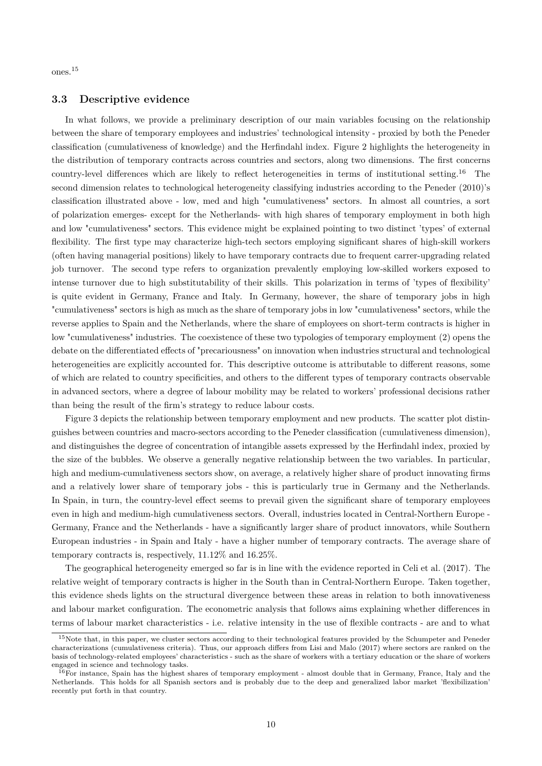ones.[15]

### 3.3 Descriptive evidence

In what follows, we provide a preliminary description of our main variables focusing on the relationship between the share of temporary employees and industries' technological intensity - proxied by both the Peneder classification (cumulativeness of knowledge) and the Herfindahl index. Figure 2 highlights the heterogeneity in the distribution of temporary contracts across countries and sectors, along two dimensions. The first concerns country-level differences which are likely to reflect heterogeneities in terms of institutional setting.[16] The second dimension relates to technological heterogeneity classifying industries according to the Peneder (2010)'s classification illustrated above - low, med and high "cumulativeness" sectors. In almost all countries, a sort of polarization emerges- except for the Netherlands- with high shares of temporary employment in both high and low "cumulativeness" sectors. This evidence might be explained pointing to two distinct 'types' of external flexibility. The first type may characterize high-tech sectors employing significant shares of high-skill workers (often having managerial positions) likely to have temporary contracts due to frequent carrer-upgrading related job turnover. The second type refers to organization prevalently employing low-skilled workers exposed to intense turnover due to high substitutability of their skills. This polarization in terms of 'types of flexibility' is quite evident in Germany, France and Italy. In Germany, however, the share of temporary jobs in high "cumulativeness" sectors is high as much as the share of temporary jobs in low "cumulativeness" sectors, while the reverse applies to Spain and the Netherlands, where the share of employees on short-term contracts is higher in low "cumulativeness" industries. The coexistence of these two typologies of temporary employment (2) opens the debate on the differentiated effects of "precariousness" on innovation when industries structural and technological heterogeneities are explicitly accounted for. This descriptive outcome is attributable to different reasons, some of which are related to country specificities, and others to the different types of temporary contracts observable in advanced sectors, where a degree of labour mobility may be related to workers' professional decisions rather than being the result of the firm's strategy to reduce labour costs.

Figure 3 depicts the relationship between temporary employment and new products. The scatter plot distinguishes between countries and macro-sectors according to the Peneder classification (cumulativeness dimension), and distinguishes the degree of concentration of intangible assets expressed by the Herfindahl index, proxied by the size of the bubbles. We observe a generally negative relationship between the two variables. In particular, high and medium-cumulativeness sectors show, on average, a relatively higher share of product innovating firms and a relatively lower share of temporary jobs - this is particularly true in Germany and the Netherlands. In Spain, in turn, the country-level effect seems to prevail given the significant share of temporary employees even in high and medium-high cumulativeness sectors. Overall, industries located in Central-Northern Europe - Germany, France and the Netherlands - have a significantly larger share of product innovators, while Southern European industries - in Spain and Italy - have a higher number of temporary contracts. The average share of temporary contracts is, respectively, 11.12% and 16.25%.

The geographical heterogeneity emerged so far is in line with the evidence reported in Celi et al. (2017). The relative weight of temporary contracts is higher in the South than in Central-Northern Europe. Taken together, this evidence sheds lights on the structural divergence between these areas in relation to both innovativeness and labour market configuration. The econometric analysis that follows aims explaining whether differences in terms of labour market characteristics - i.e. relative intensity in the use of flexible contracts - are and to what

[15] Note that, in this paper, we cluster sectors according to their technological features provided by the Schumpeter and Peneder characterizations (cumulativeness criteria). Thus, our approach differs from Lisi and Malo (2017) where sectors are ranked on the basis of technology-related employees' characteristics - such as the share of workers with a tertiary education or the share of workers engaged in science and technology tasks.

[16] For instance, Spain has the highest shares of temporary employment - almost double that in Germany, France, Italy and the Netherlands. This holds for all Spanish sectors and is probably due to the deep and generalized labor market 'flexibilization' recently put forth in that country.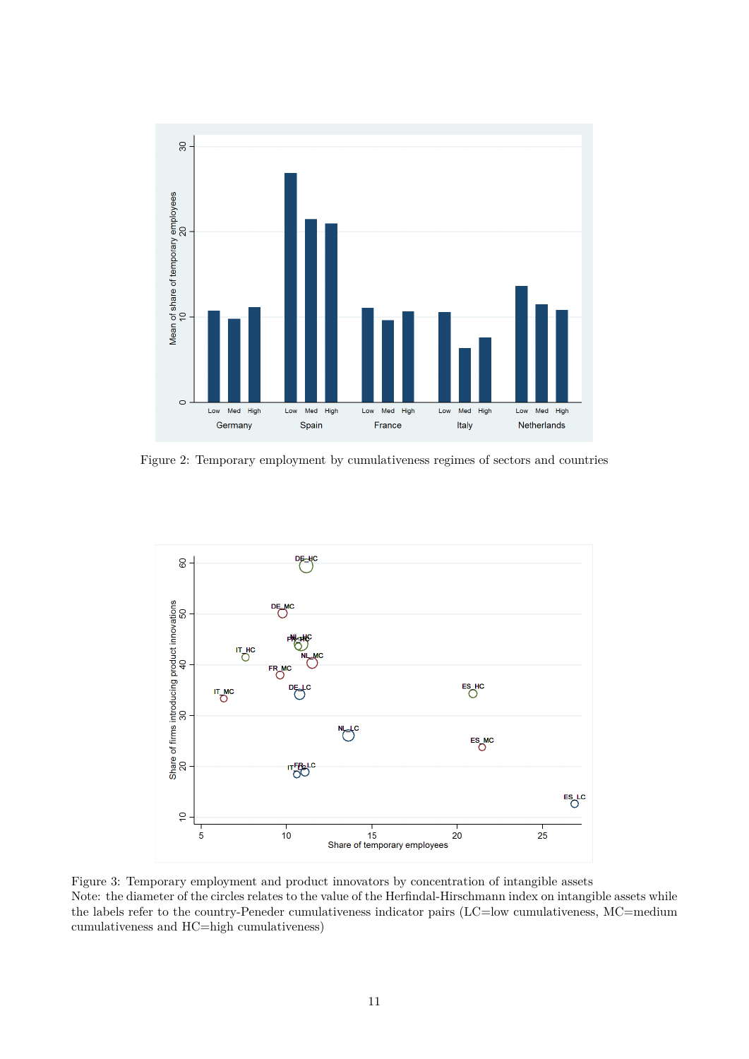Figure 2: Temporary employment by cumulativeness regimes of sectors and countries

Figure 3: Temporary employment and product innovators by concentration of intangible assets
Note: the diameter of the circles relates to the value of the Herfindal-Hirschmann index on intangible assets while the labels refer to the country-Peneder cumulativeness indicator pairs (LC=low cumulativeness, MC=medium cumulativeness and HC=high cumulativeness)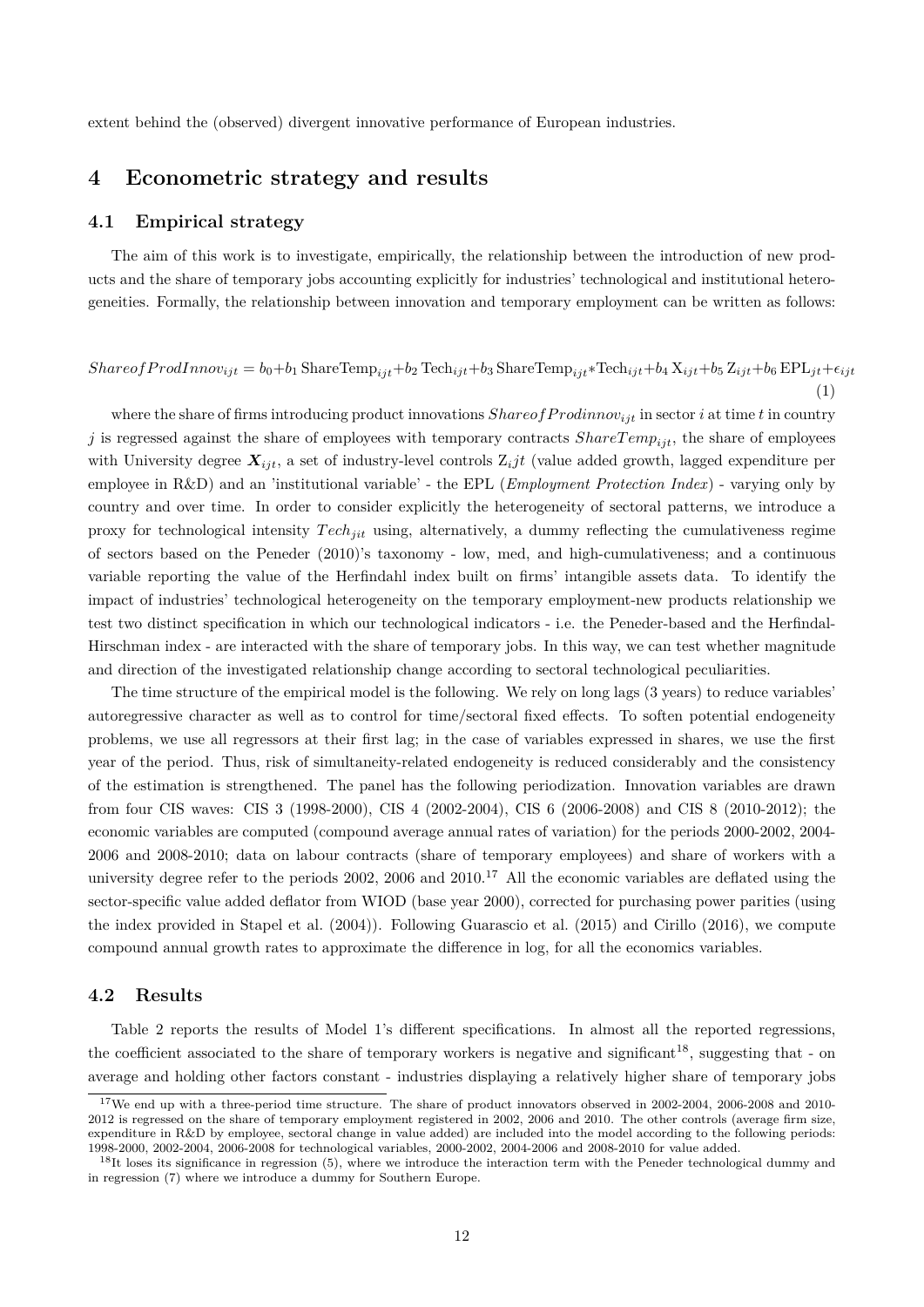extent behind the (observed) divergent innovative performance of European industries.

## 4 Econometric strategy and results

### 4.1 Empirical strategy

The aim of this work is to investigate, empirically, the relationship between the introduction of new products and the share of temporary jobs accounting explicitly for industries' technological and institutional heterogeneities. Formally, the relationship between innovation and temporary employment can be written as follows:

$$ShareofProdInnov_{ijt} = b_0 + b_1\,\mathrm{ShareTemp}_{ijt} + b_2\,\mathrm{Tech}_{ijt} + b_3\,\mathrm{ShareTemp}_{ijt} * \mathrm{Tech}_{ijt} + b_4\,\mathrm{X}_{ijt} + b_5\,\mathrm{Z}_{ijt} + b_6\,\mathrm{EPL}_{jt} + \epsilon_{ijt} \quad (1)$$

where the share of firms introducing product innovations $Shareof Prodinnov_{ijt}$ in sector $i$ at time $t$ in country $j$ is regressed against the share of employees with temporary contracts $ShareTemp_{ijt}$, the share of employees with University degree $\boldsymbol{X}_{ijt}$, a set of industry-level controls $\mathrm{Z}_ijt$ (value added growth, lagged expenditure per employee in R&D) and an 'institutional variable' - the EPL (*Employment Protection Index*) - varying only by country and over time. In order to consider explicitly the heterogeneity of sectoral patterns, we introduce a proxy for technological intensity $Tech_{jit}$ using, alternatively, a dummy reflecting the cumulativeness regime of sectors based on the Peneder (2010)'s taxonomy - low, med, and high-cumulativeness; and a continuous variable reporting the value of the Herfindahl index built on firms' intangible assets data. To identify the impact of industries' technological heterogeneity on the temporary employment-new products relationship we test two distinct specification in which our technological indicators - i.e. the Peneder-based and the Herfindal-Hirschman index - are interacted with the share of temporary jobs. In this way, we can test whether magnitude and direction of the investigated relationship change according to sectoral technological peculiarities.

The time structure of the empirical model is the following. We rely on long lags (3 years) to reduce variables' autoregressive character as well as to control for time/sectoral fixed effects. To soften potential endogeneity problems, we use all regressors at their first lag; in the case of variables expressed in shares, we use the first year of the period. Thus, risk of simultaneity-related endogeneity is reduced considerably and the consistency of the estimation is strengthened. The panel has the following periodization. Innovation variables are drawn from four CIS waves: CIS 3 (1998-2000), CIS 4 (2002-2004), CIS 6 (2006-2008) and CIS 8 (2010-2012); the economic variables are computed (compound average annual rates of variation) for the periods 2000-2002, 2004-2006 and 2008-2010; data on labour contracts (share of temporary employees) and share of workers with a university degree refer to the periods 2002, 2006 and 2010.[17] All the economic variables are deflated using the sector-specific value added deflator from WIOD (base year 2000), corrected for purchasing power parities (using the index provided in Stapel et al. (2004)). Following Guarascio et al. (2015) and Cirillo (2016), we compute compound annual growth rates to approximate the difference in log, for all the economics variables.

### 4.2 Results

Table 2 reports the results of Model 1's different specifications. In almost all the reported regressions, the coefficient associated to the share of temporary workers is negative and significant[18], suggesting that - on average and holding other factors constant - industries displaying a relatively higher share of temporary jobs

[17] We end up with a three-period time structure. The share of product innovators observed in 2002-2004, 2006-2008 and 2010-2012 is regressed on the share of temporary employment registered in 2002, 2006 and 2010. The other controls (average firm size, expenditure in R&D by employee, sectoral change in value added) are included into the model according to the following periods: 1998-2000, 2002-2004, 2006-2008 for technological variables, 2000-2002, 2004-2006 and 2008-2010 for value added.

[18] It loses its significance in regression (5), where we introduce the interaction term with the Peneder technological dummy and in regression (7) where we introduce a dummy for Southern Europe.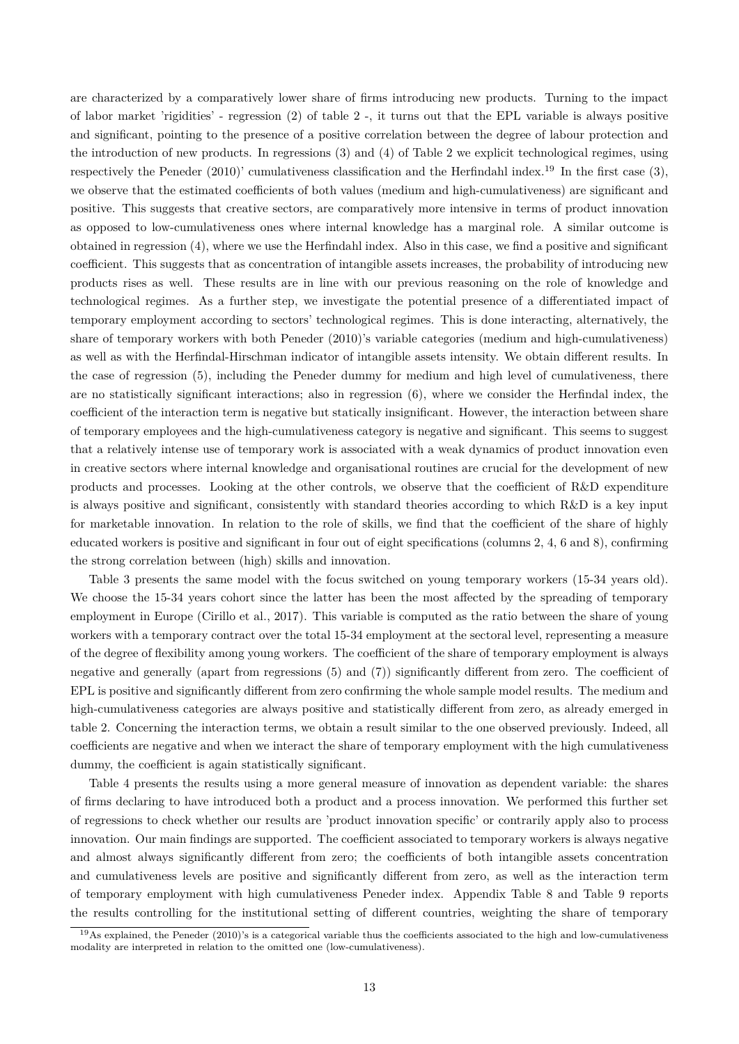are characterized by a comparatively lower share of firms introducing new products. Turning to the impact of labor market 'rigidities' - regression (2) of table 2 -, it turns out that the EPL variable is always positive and significant, pointing to the presence of a positive correlation between the degree of labour protection and the introduction of new products. In regressions (3) and (4) of Table 2 we explicit technological regimes, using respectively the Peneder (2010)' cumulativeness classification and the Herfindahl index.[19] In the first case (3), we observe that the estimated coefficients of both values (medium and high-cumulativeness) are significant and positive. This suggests that creative sectors, are comparatively more intensive in terms of product innovation as opposed to low-cumulativeness ones where internal knowledge has a marginal role. A similar outcome is obtained in regression (4), where we use the Herfindahl index. Also in this case, we find a positive and significant coefficient. This suggests that as concentration of intangible assets increases, the probability of introducing new products rises as well. These results are in line with our previous reasoning on the role of knowledge and technological regimes. As a further step, we investigate the potential presence of a differentiated impact of temporary employment according to sectors' technological regimes. This is done interacting, alternatively, the share of temporary workers with both Peneder (2010)'s variable categories (medium and high-cumulativeness) as well as with the Herfindal-Hirschman indicator of intangible assets intensity. We obtain different results. In the case of regression (5), including the Peneder dummy for medium and high level of cumulativeness, there are no statistically significant interactions; also in regression (6), where we consider the Herfindal index, the coefficient of the interaction term is negative but statically insignificant. However, the interaction between share of temporary employees and the high-cumulativeness category is negative and significant. This seems to suggest that a relatively intense use of temporary work is associated with a weak dynamics of product innovation even in creative sectors where internal knowledge and organisational routines are crucial for the development of new products and processes. Looking at the other controls, we observe that the coefficient of R&D expenditure is always positive and significant, consistently with standard theories according to which R&D is a key input for marketable innovation. In relation to the role of skills, we find that the coefficient of the share of highly educated workers is positive and significant in four out of eight specifications (columns 2, 4, 6 and 8), confirming the strong correlation between (high) skills and innovation.

Table 3 presents the same model with the focus switched on young temporary workers (15-34 years old). We choose the 15-34 years cohort since the latter has been the most affected by the spreading of temporary employment in Europe (Cirillo et al., 2017). This variable is computed as the ratio between the share of young workers with a temporary contract over the total 15-34 employment at the sectoral level, representing a measure of the degree of flexibility among young workers. The coefficient of the share of temporary employment is always negative and generally (apart from regressions (5) and (7)) significantly different from zero. The coefficient of EPL is positive and significantly different from zero confirming the whole sample model results. The medium and high-cumulativeness categories are always positive and statistically different from zero, as already emerged in table 2. Concerning the interaction terms, we obtain a result similar to the one observed previously. Indeed, all coefficients are negative and when we interact the share of temporary employment with the high cumulativeness dummy, the coefficient is again statistically significant.

Table 4 presents the results using a more general measure of innovation as dependent variable: the shares of firms declaring to have introduced both a product and a process innovation. We performed this further set of regressions to check whether our results are 'product innovation specific' or contrarily apply also to process innovation. Our main findings are supported. The coefficient associated to temporary workers is always negative and almost always significantly different from zero; the coefficients of both intangible assets concentration and cumulativeness levels are positive and significantly different from zero, as well as the interaction term of temporary employment with high cumulativeness Peneder index. Appendix Table 8 and Table 9 reports the results controlling for the institutional setting of different countries, weighting the share of temporary

[19] As explained, the Peneder (2010)'s is a categorical variable thus the coefficients associated to the high and low-cumulativeness modality are interpreted in relation to the omitted one (low-cumulativeness).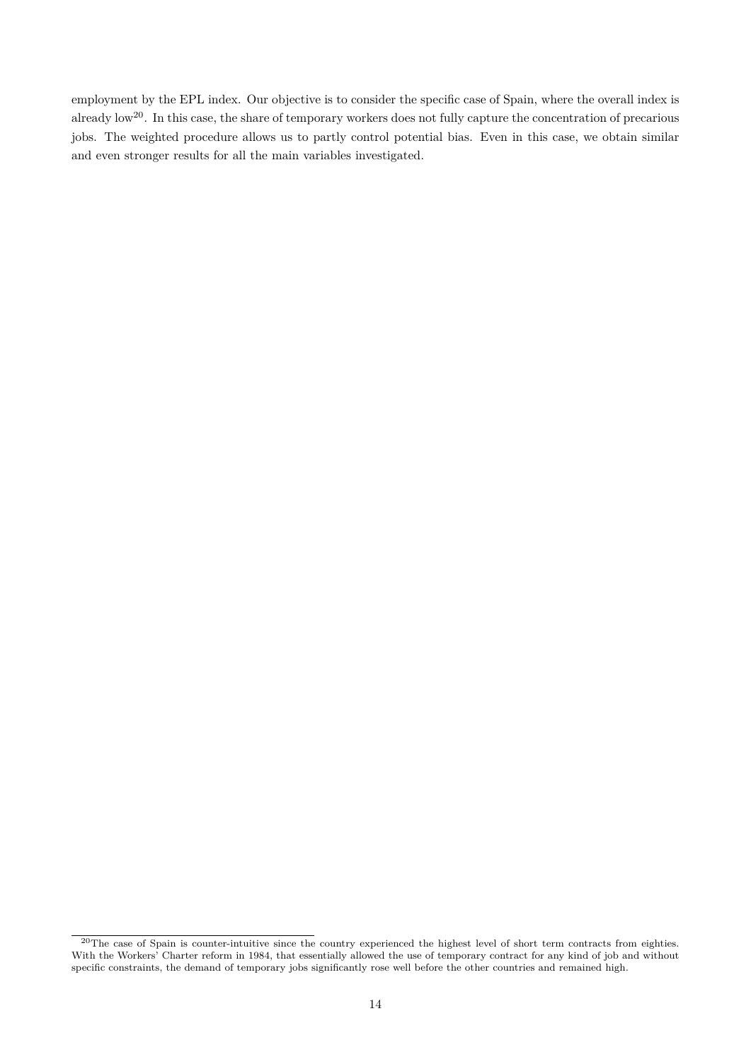employment by the EPL index. Our objective is to consider the specific case of Spain, where the overall index is already low[20]. In this case, the share of temporary workers does not fully capture the concentration of precarious jobs. The weighted procedure allows us to partly control potential bias. Even in this case, we obtain similar and even stronger results for all the main variables investigated.

---

[20] The case of Spain is counter-intuitive since the country experienced the highest level of short term contracts from eighties. With the Workers' Charter reform in 1984, that essentially allowed the use of temporary contract for any kind of job and without specific constraints, the demand of temporary jobs significantly rose well before the other countries and remained high.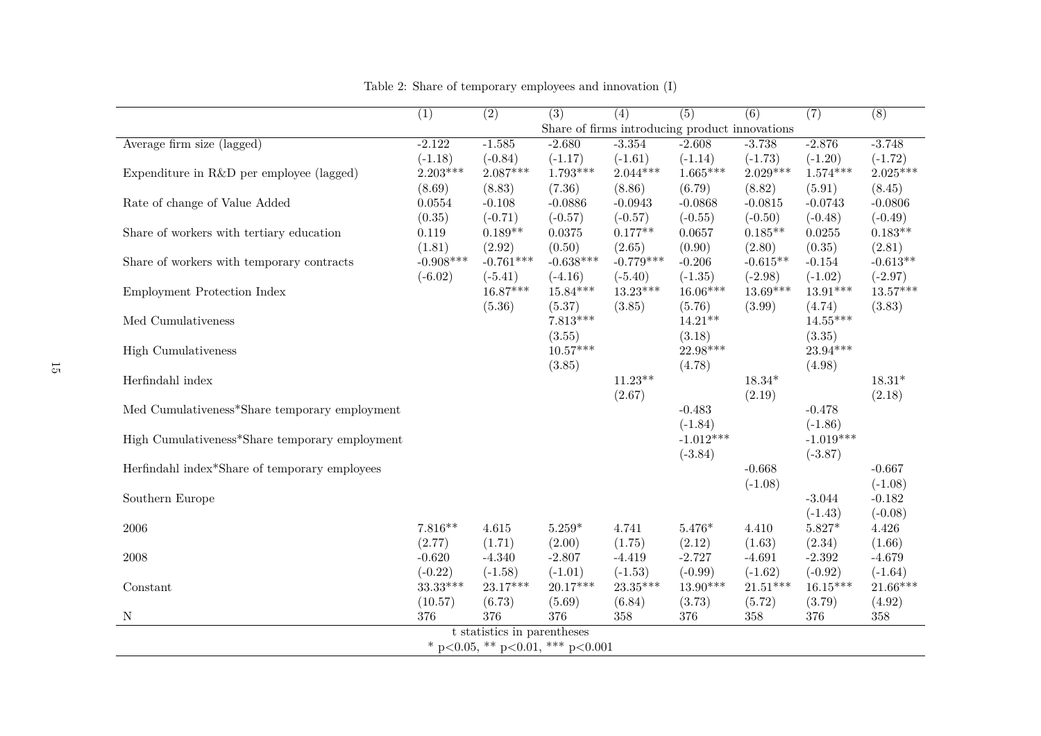Table 2: Share of temporary employees and innovation (I)

| | (1) | (2) | (3) | (4) | (5) | (6) | (7) | (8) |
|---|---|---|---|---|---|---|---|---|
| | Share of firms introducing product innovations | | | | | | | |
| Average firm size (lagged) | -2.122 | -1.585 | -2.680 | -3.354 | -2.608 | -3.738 | -2.876 | -3.748 |
| | (-1.18) | (-0.84) | (-1.17) | (-1.61) | (-1.14) | (-1.73) | (-1.20) | (-1.72) |
| Expenditure in R&D per employee (lagged) | 2.203*** | 2.087*** | 1.793*** | 2.044*** | 1.665*** | 2.029*** | 1.574*** | 2.025*** |
| | (8.69) | (8.83) | (7.36) | (8.86) | (6.79) | (8.82) | (5.91) | (8.45) |
| Rate of change of Value Added | 0.0554 | -0.108 | -0.0886 | -0.0943 | -0.0868 | -0.0815 | -0.0743 | -0.0806 |
| | (0.35) | (-0.71) | (-0.57) | (-0.57) | (-0.55) | (-0.50) | (-0.48) | (-0.49) |
| Share of workers with tertiary education | 0.119 | 0.189** | 0.0375 | 0.177** | 0.0657 | 0.185** | 0.0255 | 0.183** |
| | (1.81) | (2.92) | (0.50) | (2.65) | (0.90) | (2.80) | (0.35) | (2.81) |
| Share of workers with temporary contracts | -0.908*** | -0.761*** | -0.638*** | -0.779*** | -0.206 | -0.615** | -0.154 | -0.613** |
| | (-6.02) | (-5.41) | (-4.16) | (-5.40) | (-1.35) | (-2.98) | (-1.02) | (-2.97) |
| Employment Protection Index | | 16.87*** | 15.84*** | 13.23*** | 16.06*** | 13.69*** | 13.91*** | 13.57*** |
| | | (5.36) | (5.37) | (3.85) | (5.76) | (3.99) | (4.74) | (3.83) |
| Med Cumulativeness | | | 7.813*** | | 14.21** | | 14.55*** | |
| | | | (3.55) | | (3.18) | | (3.35) | |
| High Cumulativeness | | | 10.57*** | | 22.98*** | | 23.94*** | |
| | | | (3.85) | | (4.78) | | (4.98) | |
| Herfindahl index | | | | 11.23** | | 18.34* | | 18.31* |
| | | | | (2.67) | | (2.19) | | (2.18) |
| Med Cumulativeness*Share temporary employment | | | | | -0.483 | | -0.478 | |
| | | | | | (-1.84) | | (-1.86) | |
| High Cumulativeness*Share temporary employment | | | | | -1.012*** | | -1.019*** | |
| | | | | | (-3.84) | | (-3.87) | |
| Herfindahl index*Share of temporary employees | | | | | | -0.668 | | -0.667 |
| | | | | | | (-1.08) | | (-1.08) |
| Southern Europe | | | | | | | -3.044 | -0.182 |
| | | | | | | | (-1.43) | (-0.08) |
| 2006 | 7.816** | 4.615 | 5.259* | 4.741 | 5.476* | 4.410 | 5.827* | 4.426 |
| | (2.77) | (1.71) | (2.00) | (1.75) | (2.12) | (1.63) | (2.34) | (1.66) |
| 2008 | -0.620 | -4.340 | -2.807 | -4.419 | -2.727 | -4.691 | -2.392 | -4.679 |
| | (-0.22) | (-1.58) | (-1.01) | (-1.53) | (-0.99) | (-1.62) | (-0.92) | (-1.64) |
| Constant | 33.33*** | 23.17*** | 20.17*** | 23.35*** | 13.90*** | 21.51*** | 16.15*** | 21.66*** |
| | (10.57) | (6.73) | (5.69) | (6.84) | (3.73) | (5.72) | (3.79) | (4.92) |
| N | 376 | 376 | 376 | 358 | 376 | 358 | 376 | 358 |

t statistics in parentheses

* p<0.05, ** p<0.01, *** p<0.001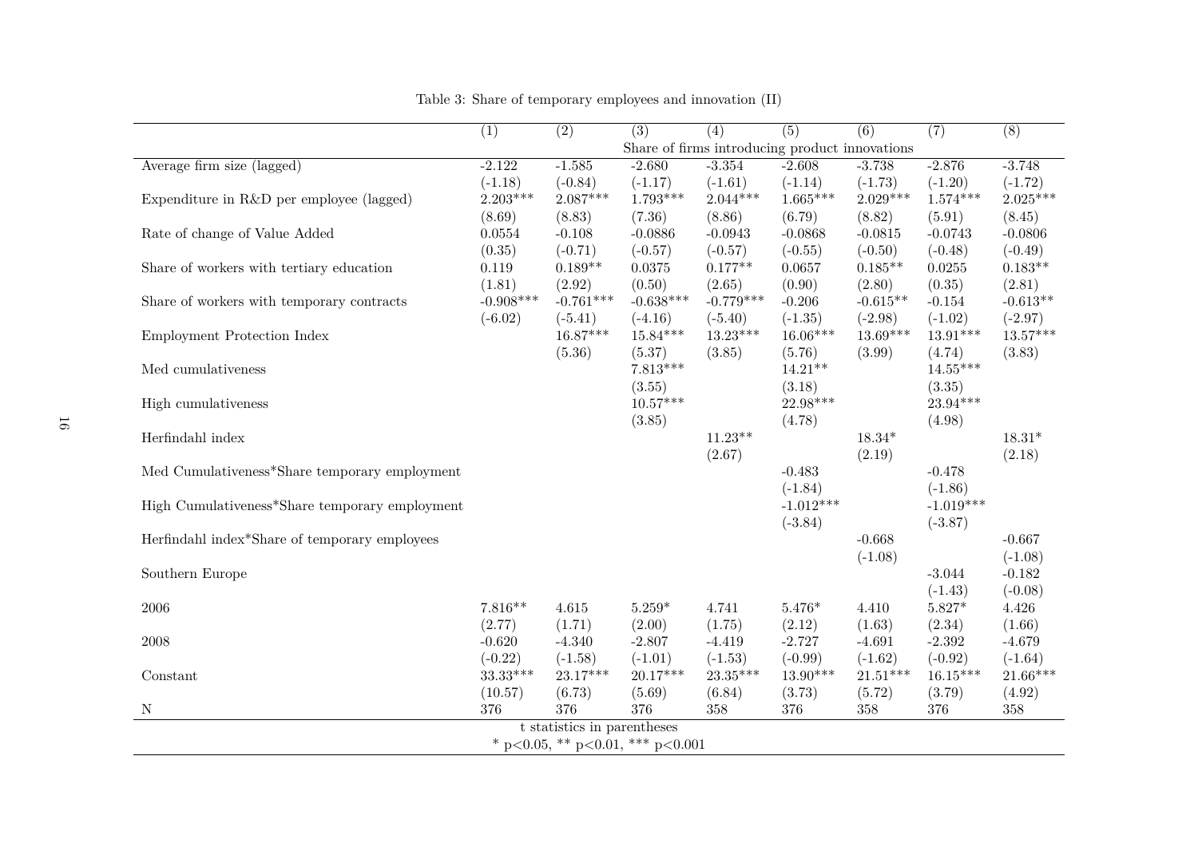Table 3: Share of temporary employees and innovation (II)

| | (1) | (2) | (3) | (4) | (5) | (6) | (7) | (8) |
|---|---|---|---|---|---|---|---|---|
| | Share of firms introducing product innovations | | | | | | | |
| Average firm size (lagged) | -2.122 | -1.585 | -2.680 | -3.354 | -2.608 | -3.738 | -2.876 | -3.748 |
| | (-1.18) | (-0.84) | (-1.17) | (-1.61) | (-1.14) | (-1.73) | (-1.20) | (-1.72) |
| Expenditure in R&D per employee (lagged) | 2.203*** | 2.087*** | 1.793*** | 2.044*** | 1.665*** | 2.029*** | 1.574*** | 2.025*** |
| | (8.69) | (8.83) | (7.36) | (8.86) | (6.79) | (8.82) | (5.91) | (8.45) |
| Rate of change of Value Added | 0.0554 | -0.108 | -0.0886 | -0.0943 | -0.0868 | -0.0815 | -0.0743 | -0.0806 |
| | (0.35) | (-0.71) | (-0.57) | (-0.57) | (-0.55) | (-0.50) | (-0.48) | (-0.49) |
| Share of workers with tertiary education | 0.119 | 0.189** | 0.0375 | 0.177** | 0.0657 | 0.185** | 0.0255 | 0.183** |
| | (1.81) | (2.92) | (0.50) | (2.65) | (0.90) | (2.80) | (0.35) | (2.81) |
| Share of workers with temporary contracts | -0.908*** | -0.761*** | -0.638*** | -0.779*** | -0.206 | -0.615** | -0.154 | -0.613** |
| | (-6.02) | (-5.41) | (-4.16) | (-5.40) | (-1.35) | (-2.98) | (-1.02) | (-2.97) |
| Employment Protection Index | | 16.87*** | 15.84*** | 13.23*** | 16.06*** | 13.69*** | 13.91*** | 13.57*** |
| | | (5.36) | (5.37) | (3.85) | (5.76) | (3.99) | (4.74) | (3.83) |
| Med cumulativeness | | | 7.813*** | | 14.21** | | 14.55*** | |
| | | | (3.55) | | (3.18) | | (3.35) | |
| High cumulativeness | | | 10.57*** | | 22.98*** | | 23.94*** | |
| | | | (3.85) | | (4.78) | | (4.98) | |
| Herfindahl index | | | | 11.23** | | 18.34* | | 18.31* |
| | | | | (2.67) | | (2.19) | | (2.18) |
| Med Cumulativeness*Share temporary employment | | | | | -0.483 | | -0.478 | |
| | | | | | (-1.84) | | (-1.86) | |
| High Cumulativeness*Share temporary employment | | | | | -1.012*** | | -1.019*** | |
| | | | | | (-3.84) | | (-3.87) | |
| Herfindahl index*Share of temporary employees | | | | | | -0.668 | | -0.667 |
| | | | | | | (-1.08) | | (-1.08) |
| Southern Europe | | | | | | | -3.044 | -0.182 |
| | | | | | | | (-1.43) | (-0.08) |
| 2006 | 7.816** | 4.615 | 5.259* | 4.741 | 5.476* | 4.410 | 5.827* | 4.426 |
| | (2.77) | (1.71) | (2.00) | (1.75) | (2.12) | (1.63) | (2.34) | (1.66) |
| 2008 | -0.620 | -4.340 | -2.807 | -4.419 | -2.727 | -4.691 | -2.392 | -4.679 |
| | (-0.22) | (-1.58) | (-1.01) | (-1.53) | (-0.99) | (-1.62) | (-0.92) | (-1.64) |
| Constant | 33.33*** | 23.17*** | 20.17*** | 23.35*** | 13.90*** | 21.51*** | 16.15*** | 21.66*** |
| | (10.57) | (6.73) | (5.69) | (6.84) | (3.73) | (5.72) | (3.79) | (4.92) |
| N | 376 | 376 | 376 | 358 | 376 | 358 | 376 | 358 |

t statistics in parentheses

* $p<0.05$, ** $p<0.01$, *** $p<0.001$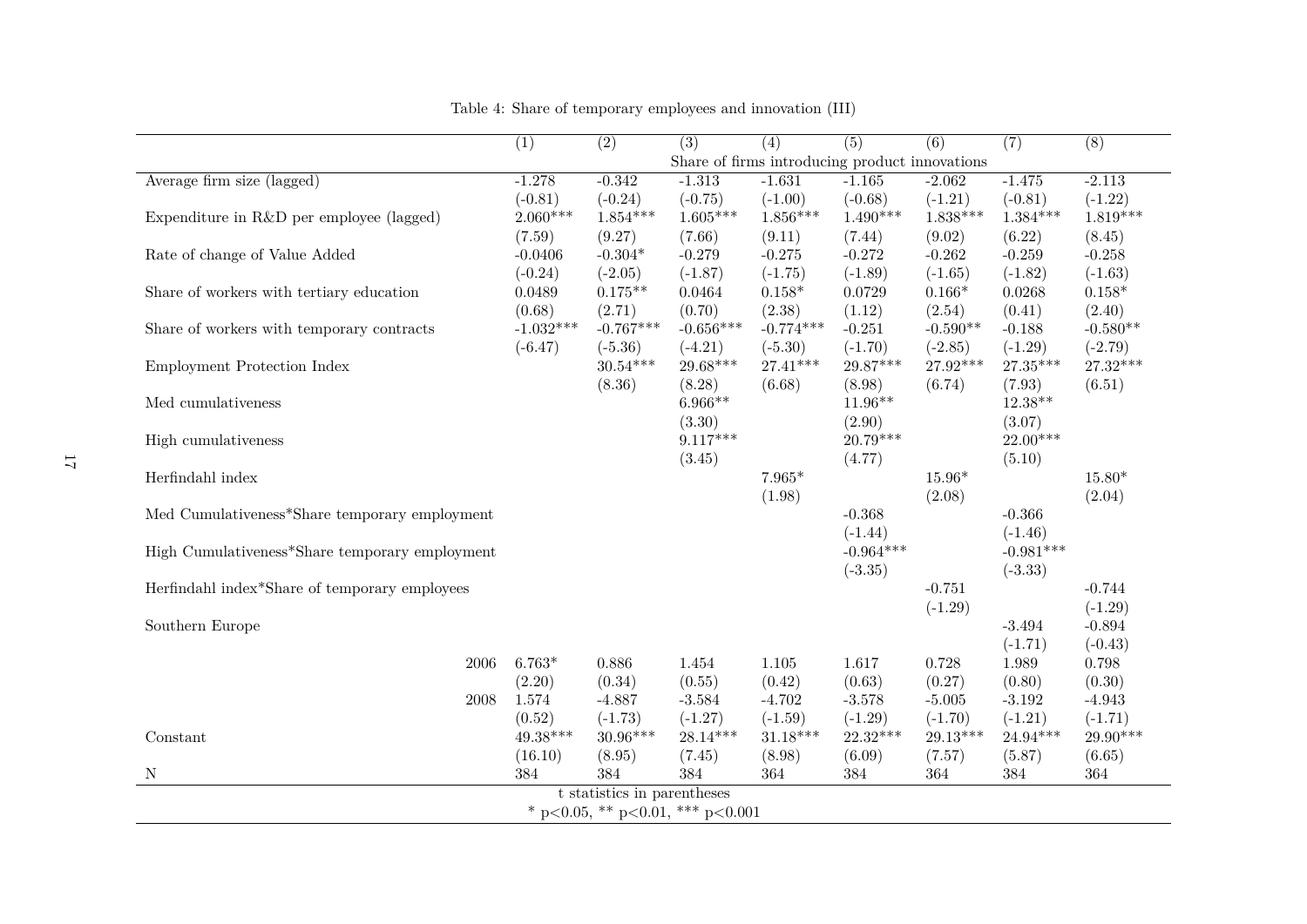Table 4: Share of temporary employees and innovation (III)

| | (1) | (2) | (3) | (4) | (5) | (6) | (7) | (8) |
|---|---|---|---|---|---|---|---|---|
| | Share of firms introducing product innovations | | | | | | | |
| Average firm size (lagged) | -1.278 | -0.342 | -1.313 | -1.631 | -1.165 | -2.062 | -1.475 | -2.113 |
| | (-0.81) | (-0.24) | (-0.75) | (-1.00) | (-0.68) | (-1.21) | (-0.81) | (-1.22) |
| Expenditure in R&D per employee (lagged) | 2.060*** | 1.854*** | 1.605*** | 1.856*** | 1.490*** | 1.838*** | 1.384*** | 1.819*** |
| | (7.59) | (9.27) | (7.66) | (9.11) | (7.44) | (9.02) | (6.22) | (8.45) |
| Rate of change of Value Added | -0.0406 | -0.304* | -0.279 | -0.275 | -0.272 | -0.262 | -0.259 | -0.258 |
| | (-0.24) | (-2.05) | (-1.87) | (-1.75) | (-1.89) | (-1.65) | (-1.82) | (-1.63) |
| Share of workers with tertiary education | 0.0489 | 0.175** | 0.0464 | 0.158* | 0.0729 | 0.166* | 0.0268 | 0.158* |
| | (0.68) | (2.71) | (0.70) | (2.38) | (1.12) | (2.54) | (0.41) | (2.40) |
| Share of workers with temporary contracts | -1.032*** | -0.767*** | -0.656*** | -0.774*** | -0.251 | -0.590** | -0.188 | -0.580** |
| | (-6.47) | (-5.36) | (-4.21) | (-5.30) | (-1.70) | (-2.85) | (-1.29) | (-2.79) |
| Employment Protection Index | | 30.54*** | 29.68*** | 27.41*** | 29.87*** | 27.92*** | 27.35*** | 27.32*** |
| | | (8.36) | (8.28) | (6.68) | (8.98) | (6.74) | (7.93) | (6.51) |
| Med cumulativeness | | | 6.966** | | 11.96** | | 12.38** | |
| | | | (3.30) | | (2.90) | | (3.07) | |
| High cumulativeness | | | 9.117*** | | 20.79*** | | 22.00*** | |
| | | | (3.45) | | (4.77) | | (5.10) | |
| Herfindahl index | | | | 7.965* | | 15.96* | | 15.80* |
| | | | | (1.98) | | (2.08) | | (2.04) |
| Med Cumulativeness*Share temporary employment | | | | | -0.368 | | -0.366 | |
| | | | | | (-1.44) | | (-1.46) | |
| High Cumulativeness*Share temporary employment | | | | | -0.964*** | | -0.981*** | |
| | | | | | (-3.35) | | (-3.33) | |
| Herfindahl index*Share of temporary employees | | | | | | -0.751 | | -0.744 |
| | | | | | | (-1.29) | | (-1.29) |
| Southern Europe | | | | | | | -3.494 | -0.894 |
| | | | | | | | (-1.71) | (-0.43) |
| 2006 | 6.763* | 0.886 | 1.454 | 1.105 | 1.617 | 0.728 | 1.989 | 0.798 |
| | (2.20) | (0.34) | (0.55) | (0.42) | (0.63) | (0.27) | (0.80) | (0.30) |
| 2008 | 1.574 | -4.887 | -3.584 | -4.702 | -3.578 | -5.005 | -3.192 | -4.943 |
| | (0.52) | (-1.73) | (-1.27) | (-1.59) | (-1.29) | (-1.70) | (-1.21) | (-1.71) |
| Constant | 49.38*** | 30.96*** | 28.14*** | 31.18*** | 22.32*** | 29.13*** | 24.94*** | 29.90*** |
| | (16.10) | (8.95) | (7.45) | (8.98) | (6.09) | (7.57) | (5.87) | (6.65) |
| N | 384 | 384 | 384 | 364 | 384 | 364 | 384 | 364 |

t statistics in parentheses

* p<0.05, ** p<0.01, *** p<0.001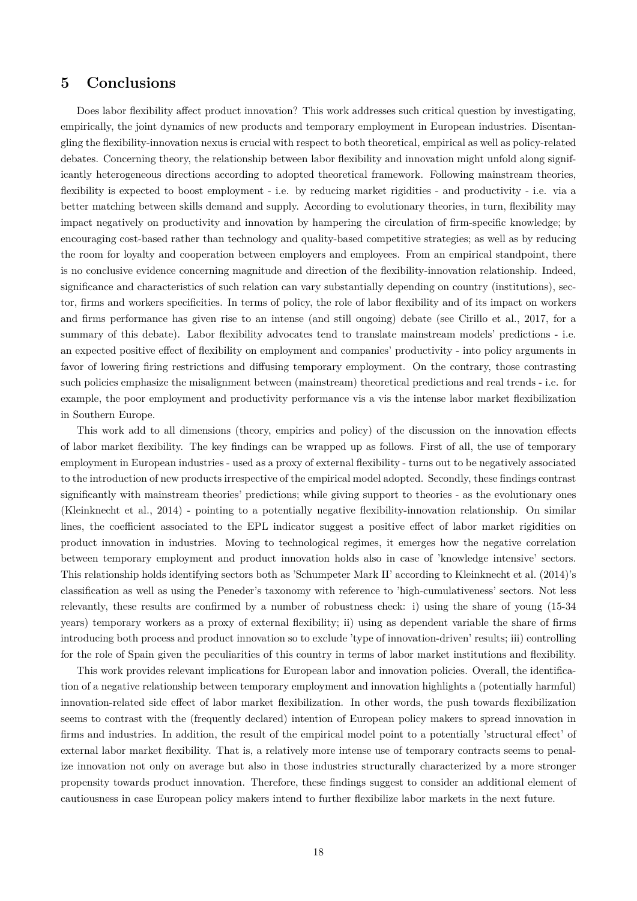## 5 Conclusions

Does labor flexibility affect product innovation? This work addresses such critical question by investigating, empirically, the joint dynamics of new products and temporary employment in European industries. Disentangling the flexibility-innovation nexus is crucial with respect to both theoretical, empirical as well as policy-related debates. Concerning theory, the relationship between labor flexibility and innovation might unfold along significantly heterogeneous directions according to adopted theoretical framework. Following mainstream theories, flexibility is expected to boost employment - i.e. by reducing market rigidities - and productivity - i.e. via a better matching between skills demand and supply. According to evolutionary theories, in turn, flexibility may impact negatively on productivity and innovation by hampering the circulation of firm-specific knowledge; by encouraging cost-based rather than technology and quality-based competitive strategies; as well as by reducing the room for loyalty and cooperation between employers and employees. From an empirical standpoint, there is no conclusive evidence concerning magnitude and direction of the flexibility-innovation relationship. Indeed, significance and characteristics of such relation can vary substantially depending on country (institutions), sector, firms and workers specificities. In terms of policy, the role of labor flexibility and of its impact on workers and firms performance has given rise to an intense (and still ongoing) debate (see Cirillo et al., 2017, for a summary of this debate). Labor flexibility advocates tend to translate mainstream models' predictions - i.e. an expected positive effect of flexibility on employment and companies' productivity - into policy arguments in favor of lowering firing restrictions and diffusing temporary employment. On the contrary, those contrasting such policies emphasize the misalignment between (mainstream) theoretical predictions and real trends - i.e. for example, the poor employment and productivity performance vis a vis the intense labor market flexibilization in Southern Europe.

This work add to all dimensions (theory, empirics and policy) of the discussion on the innovation effects of labor market flexibility. The key findings can be wrapped up as follows. First of all, the use of temporary employment in European industries - used as a proxy of external flexibility - turns out to be negatively associated to the introduction of new products irrespective of the empirical model adopted. Secondly, these findings contrast significantly with mainstream theories' predictions; while giving support to theories - as the evolutionary ones (Kleinknecht et al., 2014) - pointing to a potentially negative flexibility-innovation relationship. On similar lines, the coefficient associated to the EPL indicator suggest a positive effect of labor market rigidities on product innovation in industries. Moving to technological regimes, it emerges how the negative correlation between temporary employment and product innovation holds also in case of 'knowledge intensive' sectors. This relationship holds identifying sectors both as 'Schumpeter Mark II' according to Kleinknecht et al. (2014)'s classification as well as using the Peneder's taxonomy with reference to 'high-cumulativeness' sectors. Not less relevantly, these results are confirmed by a number of robustness check: i) using the share of young (15-34 years) temporary workers as a proxy of external flexibility; ii) using as dependent variable the share of firms introducing both process and product innovation so to exclude 'type of innovation-driven' results; iii) controlling for the role of Spain given the peculiarities of this country in terms of labor market institutions and flexibility.

This work provides relevant implications for European labor and innovation policies. Overall, the identification of a negative relationship between temporary employment and innovation highlights a (potentially harmful) innovation-related side effect of labor market flexibilization. In other words, the push towards flexibilization seems to contrast with the (frequently declared) intention of European policy makers to spread innovation in firms and industries. In addition, the result of the empirical model point to a potentially 'structural effect' of external labor market flexibility. That is, a relatively more intense use of temporary contracts seems to penalize innovation not only on average but also in those industries structurally characterized by a more stronger propensity towards product innovation. Therefore, these findings suggest to consider an additional element of cautiousness in case European policy makers intend to further flexibilize labor markets in the next future.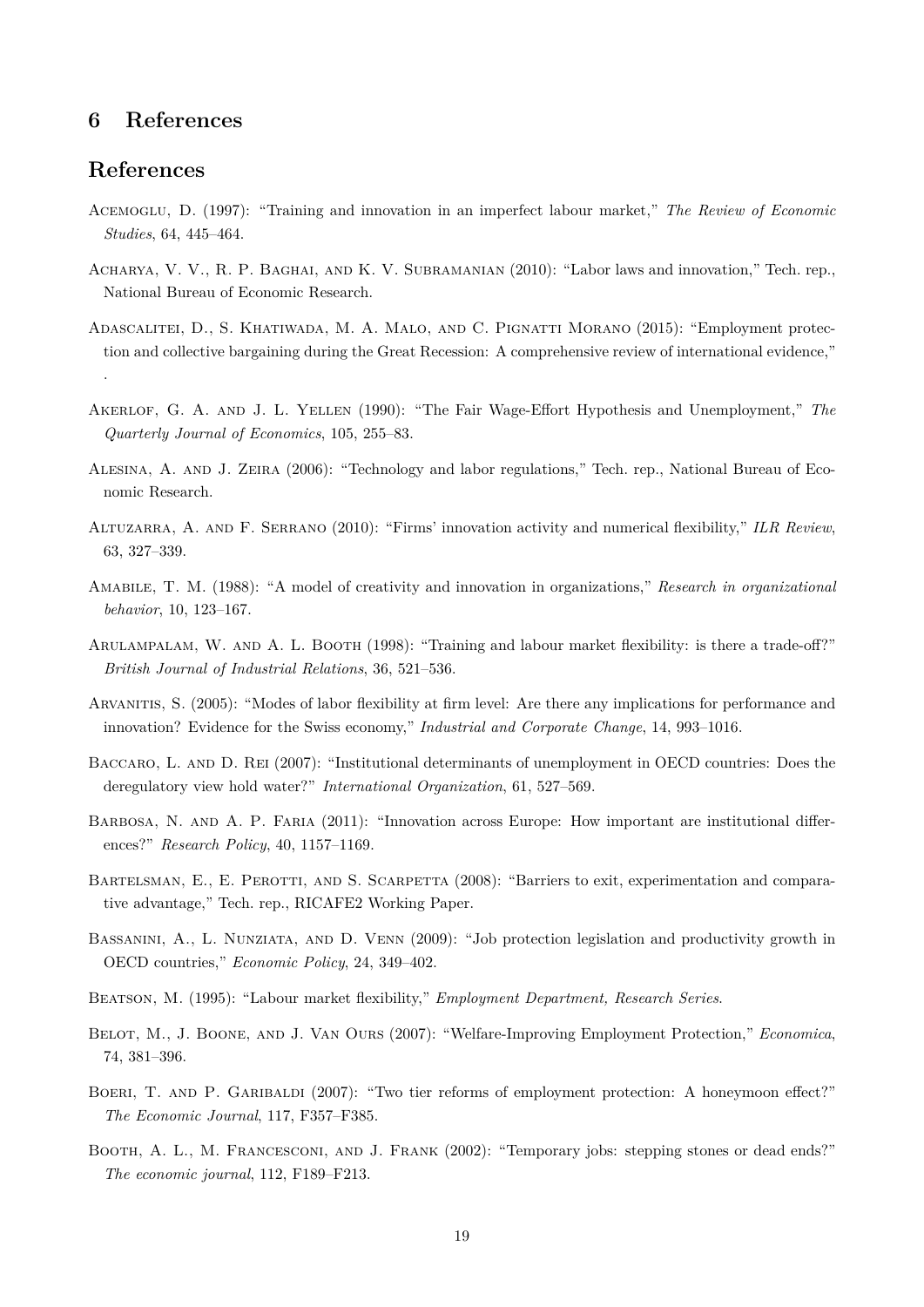## 6 References

## References

Acemoglu, D. (1997): "Training and innovation in an imperfect labour market," *The Review of Economic Studies*, 64, 445–464.

Acharya, V. V., R. P. Baghai, and K. V. Subramanian (2010): "Labor laws and innovation," Tech. rep., National Bureau of Economic Research.

Adascalitei, D., S. Khatiwada, M. A. Malo, and C. Pignatti Morano (2015): "Employment protection and collective bargaining during the Great Recession: A comprehensive review of international evidence," .

Akerlof, G. A. and J. L. Yellen (1990): "The Fair Wage-Effort Hypothesis and Unemployment," *The Quarterly Journal of Economics*, 105, 255–83.

Alesina, A. and J. Zeira (2006): "Technology and labor regulations," Tech. rep., National Bureau of Economic Research.

Altuzarra, A. and F. Serrano (2010): "Firms' innovation activity and numerical flexibility," *ILR Review*, 63, 327–339.

Amabile, T. M. (1988): "A model of creativity and innovation in organizations," *Research in organizational behavior*, 10, 123–167.

Arulampalam, W. and A. L. Booth (1998): "Training and labour market flexibility: is there a trade-off?" *British Journal of Industrial Relations*, 36, 521–536.

Arvanitis, S. (2005): "Modes of labor flexibility at firm level: Are there any implications for performance and innovation? Evidence for the Swiss economy," *Industrial and Corporate Change*, 14, 993–1016.

Baccaro, L. and D. Rei (2007): "Institutional determinants of unemployment in OECD countries: Does the deregulatory view hold water?" *International Organization*, 61, 527–569.

Barbosa, N. and A. P. Faria (2011): "Innovation across Europe: How important are institutional differences?" *Research Policy*, 40, 1157–1169.

Bartelsman, E., E. Perotti, and S. Scarpetta (2008): "Barriers to exit, experimentation and comparative advantage," Tech. rep., RICAFE2 Working Paper.

Bassanini, A., L. Nunziata, and D. Venn (2009): "Job protection legislation and productivity growth in OECD countries," *Economic Policy*, 24, 349–402.

Beatson, M. (1995): "Labour market flexibility," *Employment Department, Research Series*.

Belot, M., J. Boone, and J. Van Ours (2007): "Welfare-Improving Employment Protection," *Economica*, 74, 381–396.

Boeri, T. and P. Garibaldi (2007): "Two tier reforms of employment protection: A honeymoon effect?" *The Economic Journal*, 117, F357–F385.

Booth, A. L., M. Francesconi, and J. Frank (2002): "Temporary jobs: stepping stones or dead ends?" *The economic journal*, 112, F189–F213.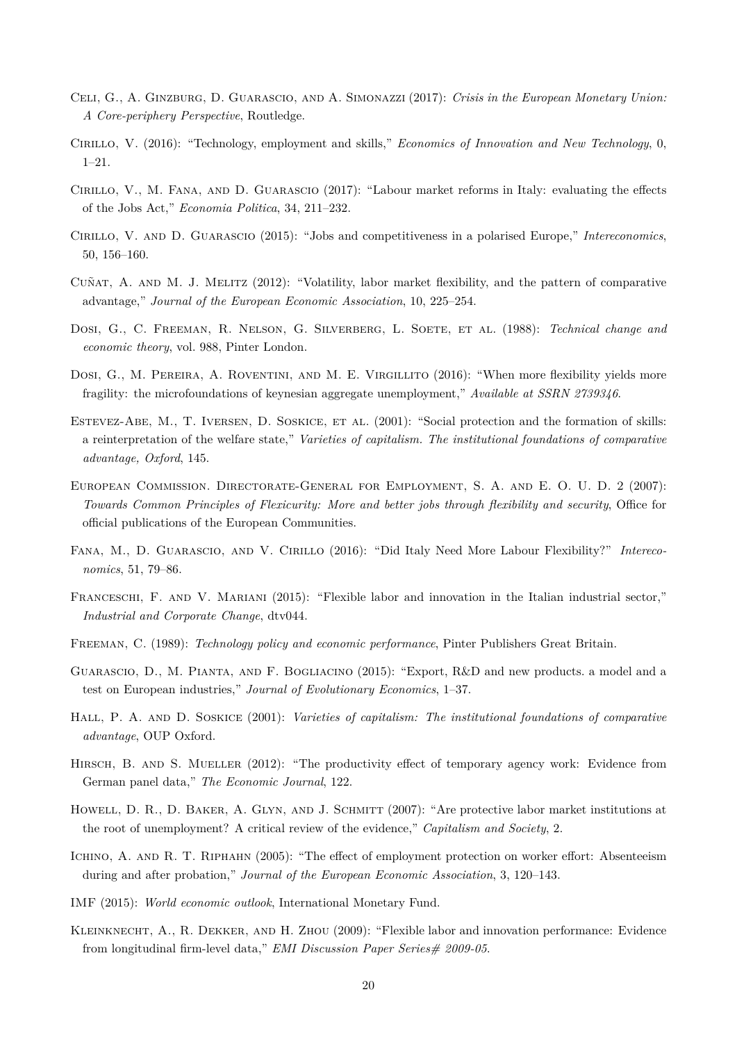Celi, G., A. Ginzburg, D. Guarascio, and A. Simonazzi (2017): *Crisis in the European Monetary Union: A Core-periphery Perspective*, Routledge.

Cirillo, V. (2016): "Technology, employment and skills," *Economics of Innovation and New Technology*, 0, 1–21.

Cirillo, V., M. Fana, and D. Guarascio (2017): "Labour market reforms in Italy: evaluating the effects of the Jobs Act," *Economia Politica*, 34, 211–232.

Cirillo, V. and D. Guarascio (2015): "Jobs and competitiveness in a polarised Europe," *Intereconomics*, 50, 156–160.

Cuñat, A. and M. J. Melitz (2012): "Volatility, labor market flexibility, and the pattern of comparative advantage," *Journal of the European Economic Association*, 10, 225–254.

Dosi, G., C. Freeman, R. Nelson, G. Silverberg, L. Soete, et al. (1988): *Technical change and economic theory*, vol. 988, Pinter London.

Dosi, G., M. Pereira, A. Roventini, and M. E. Virgillito (2016): "When more flexibility yields more fragility: the microfoundations of keynesian aggregate unemployment," *Available at SSRN 2739346*.

Estevez-Abe, M., T. Iversen, D. Soskice, et al. (2001): "Social protection and the formation of skills: a reinterpretation of the welfare state," *Varieties of capitalism. The institutional foundations of comparative advantage, Oxford*, 145.

European Commission. Directorate-General for Employment, S. A. and E. O. U. D. 2 (2007): *Towards Common Principles of Flexicurity: More and better jobs through flexibility and security*, Office for official publications of the European Communities.

Fana, M., D. Guarascio, and V. Cirillo (2016): "Did Italy Need More Labour Flexibility?" *Intereconomics*, 51, 79–86.

Franceschi, F. and V. Mariani (2015): "Flexible labor and innovation in the Italian industrial sector," *Industrial and Corporate Change*, dtv044.

Freeman, C. (1989): *Technology policy and economic performance*, Pinter Publishers Great Britain.

Guarascio, D., M. Pianta, and F. Bogliacino (2015): "Export, R&D and new products. a model and a test on European industries," *Journal of Evolutionary Economics*, 1–37.

Hall, P. A. and D. Soskice (2001): *Varieties of capitalism: The institutional foundations of comparative advantage*, OUP Oxford.

Hirsch, B. and S. Mueller (2012): "The productivity effect of temporary agency work: Evidence from German panel data," *The Economic Journal*, 122.

Howell, D. R., D. Baker, A. Glyn, and J. Schmitt (2007): "Are protective labor market institutions at the root of unemployment? A critical review of the evidence," *Capitalism and Society*, 2.

Ichino, A. and R. T. Riphahn (2005): "The effect of employment protection on worker effort: Absenteeism during and after probation," *Journal of the European Economic Association*, 3, 120–143.

IMF (2015): *World economic outlook*, International Monetary Fund.

Kleinknecht, A., R. Dekker, and H. Zhou (2009): "Flexible labor and innovation performance: Evidence from longitudinal firm-level data," *EMI Discussion Paper Series# 2009-05*.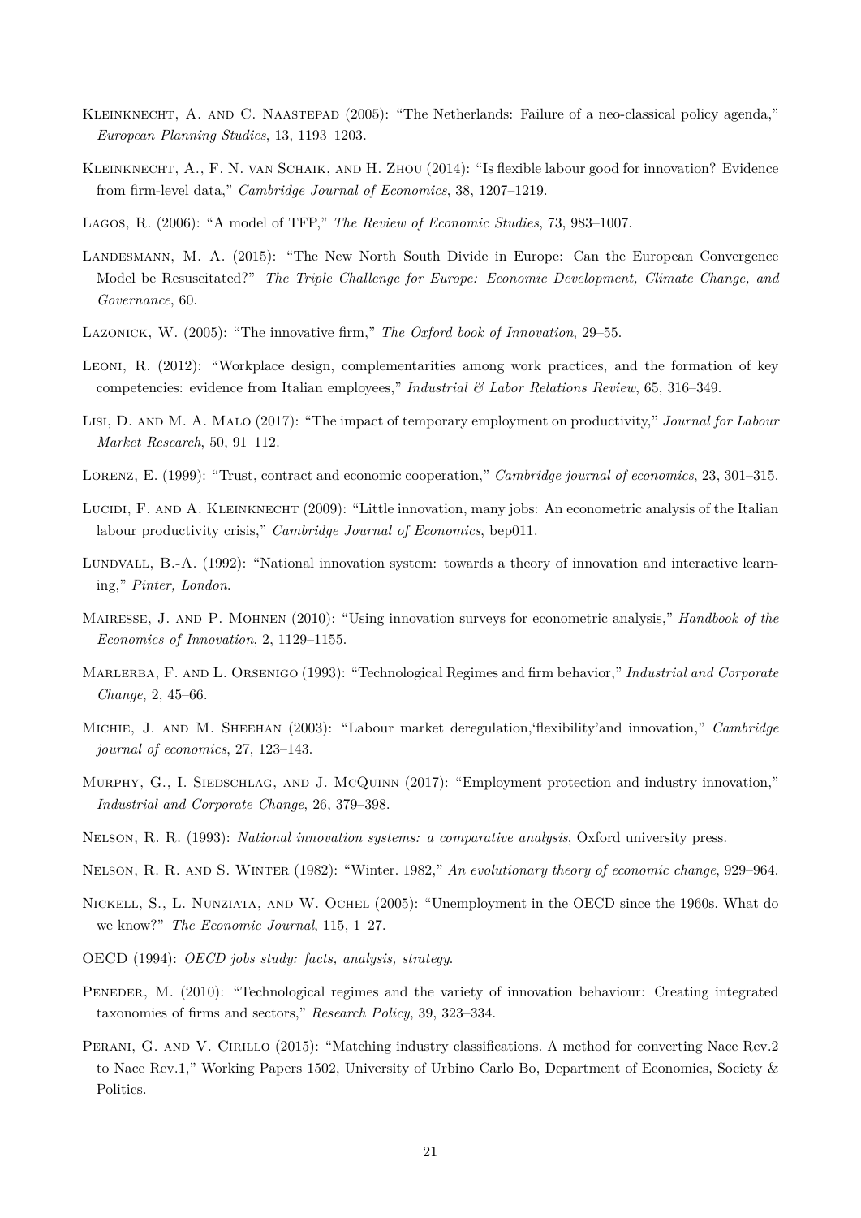Kleinknecht, A. and C. Naastepad (2005): "The Netherlands: Failure of a neo-classical policy agenda," *European Planning Studies*, 13, 1193–1203.

Kleinknecht, A., F. N. van Schaik, and H. Zhou (2014): "Is flexible labour good for innovation? Evidence from firm-level data," *Cambridge Journal of Economics*, 38, 1207–1219.

Lagos, R. (2006): "A model of TFP," *The Review of Economic Studies*, 73, 983–1007.

Landesmann, M. A. (2015): "The New North–South Divide in Europe: Can the European Convergence Model be Resuscitated?" *The Triple Challenge for Europe: Economic Development, Climate Change, and Governance*, 60.

Lazonick, W. (2005): "The innovative firm," *The Oxford book of Innovation*, 29–55.

Leoni, R. (2012): "Workplace design, complementarities among work practices, and the formation of key competencies: evidence from Italian employees," *Industrial & Labor Relations Review*, 65, 316–349.

Lisi, D. and M. A. Malo (2017): "The impact of temporary employment on productivity," *Journal for Labour Market Research*, 50, 91–112.

Lorenz, E. (1999): "Trust, contract and economic cooperation," *Cambridge journal of economics*, 23, 301–315.

Lucidi, F. and A. Kleinknecht (2009): "Little innovation, many jobs: An econometric analysis of the Italian labour productivity crisis," *Cambridge Journal of Economics*, bep011.

Lundvall, B.-A. (1992): "National innovation system: towards a theory of innovation and interactive learning," *Pinter, London*.

Mairesse, J. and P. Mohnen (2010): "Using innovation surveys for econometric analysis," *Handbook of the Economics of Innovation*, 2, 1129–1155.

Marlerba, F. and L. Orsenigo (1993): "Technological Regimes and firm behavior," *Industrial and Corporate Change*, 2, 45–66.

Michie, J. and M. Sheehan (2003): "Labour market deregulation,'flexibility'and innovation," *Cambridge journal of economics*, 27, 123–143.

Murphy, G., I. Siedschlag, and J. McQuinn (2017): "Employment protection and industry innovation," *Industrial and Corporate Change*, 26, 379–398.

Nelson, R. R. (1993): *National innovation systems: a comparative analysis*, Oxford university press.

Nelson, R. R. and S. Winter (1982): "Winter. 1982," *An evolutionary theory of economic change*, 929–964.

Nickell, S., L. Nunziata, and W. Ochel (2005): "Unemployment in the OECD since the 1960s. What do we know?" *The Economic Journal*, 115, 1–27.

OECD (1994): *OECD jobs study: facts, analysis, strategy*.

Peneder, M. (2010): "Technological regimes and the variety of innovation behaviour: Creating integrated taxonomies of firms and sectors," *Research Policy*, 39, 323–334.

Perani, G. and V. Cirillo (2015): "Matching industry classifications. A method for converting Nace Rev.2 to Nace Rev.1," Working Papers 1502, University of Urbino Carlo Bo, Department of Economics, Society & Politics.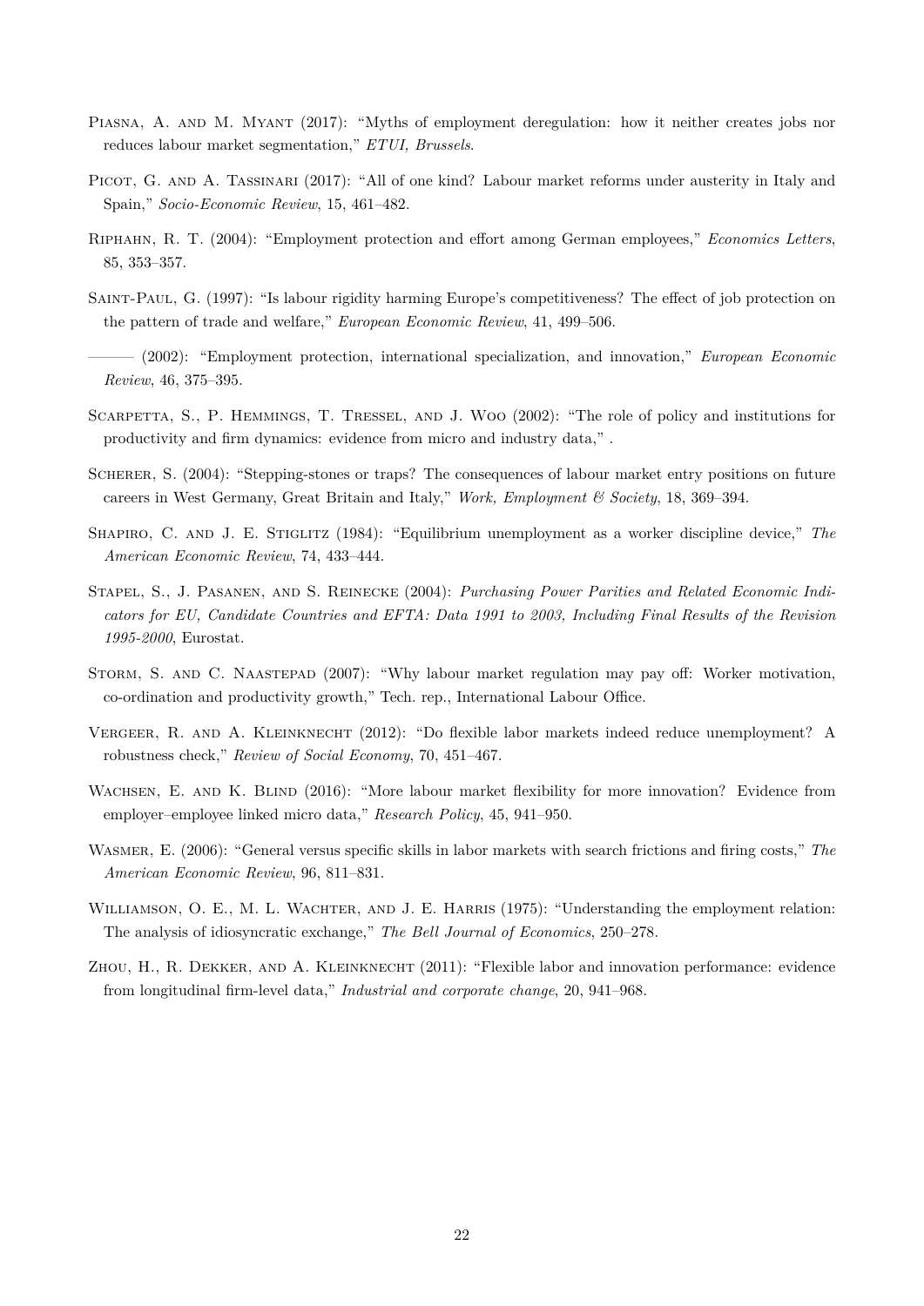Piasna, A. and M. Myant (2017): "Myths of employment deregulation: how it neither creates jobs nor reduces labour market segmentation," *ETUI, Brussels*.

Picot, G. and A. Tassinari (2017): "All of one kind? Labour market reforms under austerity in Italy and Spain," *Socio-Economic Review*, 15, 461–482.

Riphahn, R. T. (2004): "Employment protection and effort among German employees," *Economics Letters*, 85, 353–357.

Saint-Paul, G. (1997): "Is labour rigidity harming Europe's competitiveness? The effect of job protection on the pattern of trade and welfare," *European Economic Review*, 41, 499–506.

——— (2002): "Employment protection, international specialization, and innovation," *European Economic Review*, 46, 375–395.

Scarpetta, S., P. Hemmings, T. Tressel, and J. Woo (2002): "The role of policy and institutions for productivity and firm dynamics: evidence from micro and industry data," .

Scherer, S. (2004): "Stepping-stones or traps? The consequences of labour market entry positions on future careers in West Germany, Great Britain and Italy," *Work, Employment & Society*, 18, 369–394.

Shapiro, C. and J. E. Stiglitz (1984): "Equilibrium unemployment as a worker discipline device," *The American Economic Review*, 74, 433–444.

Stapel, S., J. Pasanen, and S. Reinecke (2004): *Purchasing Power Parities and Related Economic Indicators for EU, Candidate Countries and EFTA: Data 1991 to 2003, Including Final Results of the Revision 1995-2000*, Eurostat.

Storm, S. and C. Naastepad (2007): "Why labour market regulation may pay off: Worker motivation, co-ordination and productivity growth," Tech. rep., International Labour Office.

Vergeer, R. and A. Kleinknecht (2012): "Do flexible labor markets indeed reduce unemployment? A robustness check," *Review of Social Economy*, 70, 451–467.

Wachsen, E. and K. Blind (2016): "More labour market flexibility for more innovation? Evidence from employer–employee linked micro data," *Research Policy*, 45, 941–950.

Wasmer, E. (2006): "General versus specific skills in labor markets with search frictions and firing costs," *The American Economic Review*, 96, 811–831.

Williamson, O. E., M. L. Wachter, and J. E. Harris (1975): "Understanding the employment relation: The analysis of idiosyncratic exchange," *The Bell Journal of Economics*, 250–278.

Zhou, H., R. Dekker, and A. Kleinknecht (2011): "Flexible labor and innovation performance: evidence from longitudinal firm-level data," *Industrial and corporate change*, 20, 941–968.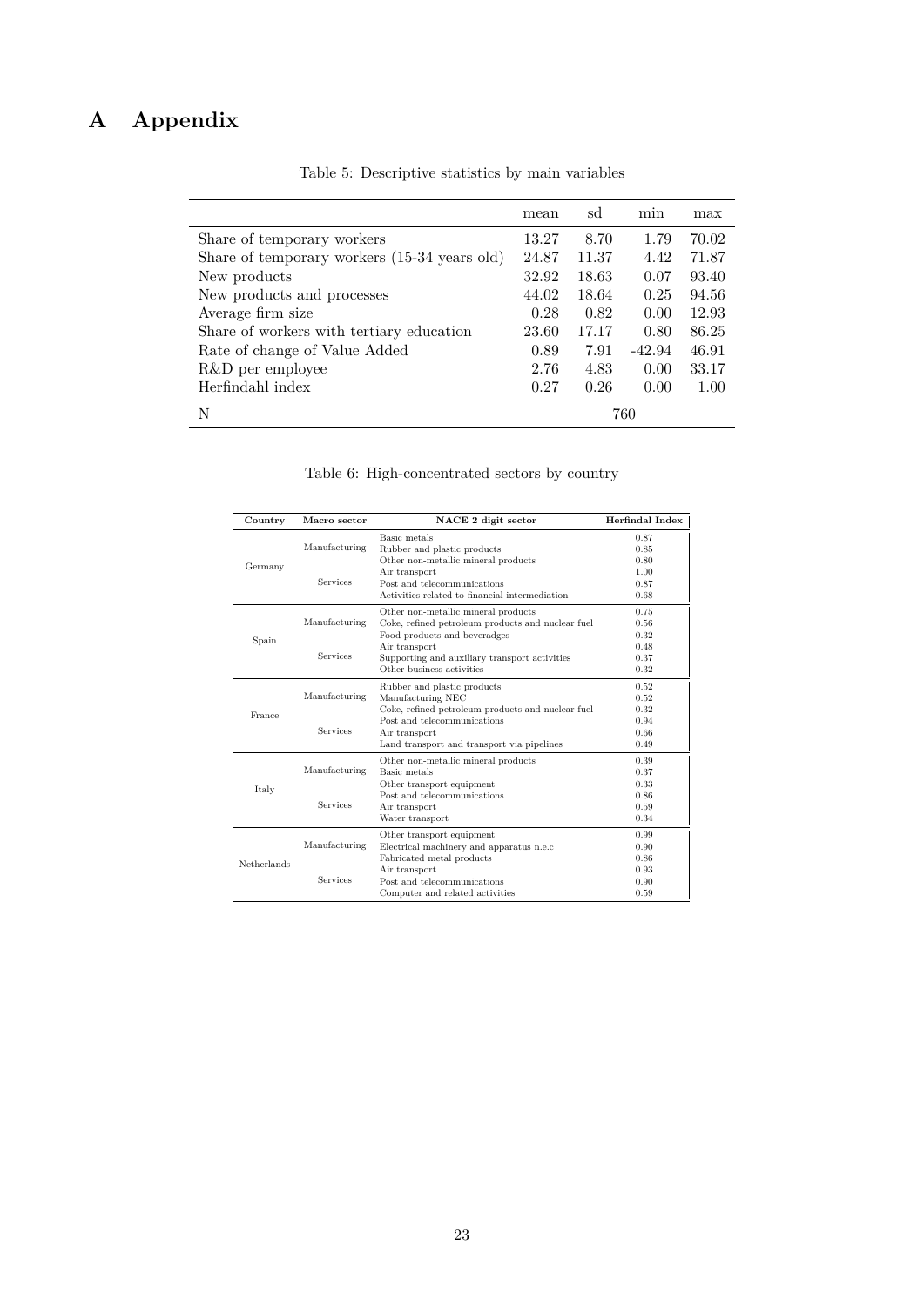# A Appendix

Table 5: Descriptive statistics by main variables

| | mean | sd | min | max |
|---|---|---|---|---|
| Share of temporary workers | 13.27 | 8.70 | 1.79 | 70.02 |
| Share of temporary workers (15-34 years old) | 24.87 | 11.37 | 4.42 | 71.87 |
| New products | 32.92 | 18.63 | 0.07 | 93.40 |
| New products and processes | 44.02 | 18.64 | 0.25 | 94.56 |
| Average firm size | 0.28 | 0.82 | 0.00 | 12.93 |
| Share of workers with tertiary education | 23.60 | 17.17 | 0.80 | 86.25 |
| Rate of change of Value Added | 0.89 | 7.91 | -42.94 | 46.91 |
| R&D per employee | 2.76 | 4.83 | 0.00 | 33.17 |
| Herfindahl index | 0.27 | 0.26 | 0.00 | 1.00 |
| N | 760 | | | |

Table 6: High-concentrated sectors by country

| Country | Macro sector | NACE 2 digit sector | Herfindal Index |
|---|---|---|---|
| Germany | Manufacturing | Basic metals | 0.87 |
| | | Rubber and plastic products | 0.85 |
| | | Other non-metallic mineral products | 0.80 |
| | Services | Air transport | 1.00 |
| | | Post and telecommunications | 0.87 |
| | | Activities related to financial intermediation | 0.68 |
| Spain | Manufacturing | Other non-metallic mineral products | 0.75 |
| | | Coke, refined petroleum products and nuclear fuel | 0.56 |
| | | Food products and beveradges | 0.32 |
| | Services | Air transport | 0.48 |
| | | Supporting and auxiliary transport activities | 0.37 |
| | | Other business activities | 0.32 |
| France | Manufacturing | Rubber and plastic products | 0.52 |
| | | Manufacturing NEC | 0.52 |
| | | Coke, refined petroleum products and nuclear fuel | 0.32 |
| | Services | Post and telecommunications | 0.94 |
| | | Air transport | 0.66 |
| | | Land transport and transport via pipelines | 0.49 |
| Italy | Manufacturing | Other non-metallic mineral products | 0.39 |
| | | Basic metals | 0.37 |
| | | Other transport equipment | 0.33 |
| | Services | Post and telecommunications | 0.86 |
| | | Air transport | 0.59 |
| | | Water transport | 0.34 |
| Netherlands | Manufacturing | Other transport equipment | 0.99 |
| | | Electrical machinery and apparatus n.e.c | 0.90 |
| | | Fabricated metal products | 0.86 |
| | Services | Air transport | 0.93 |
| | | Post and telecommunications | 0.90 |
| | | Computer and related activities | 0.59 |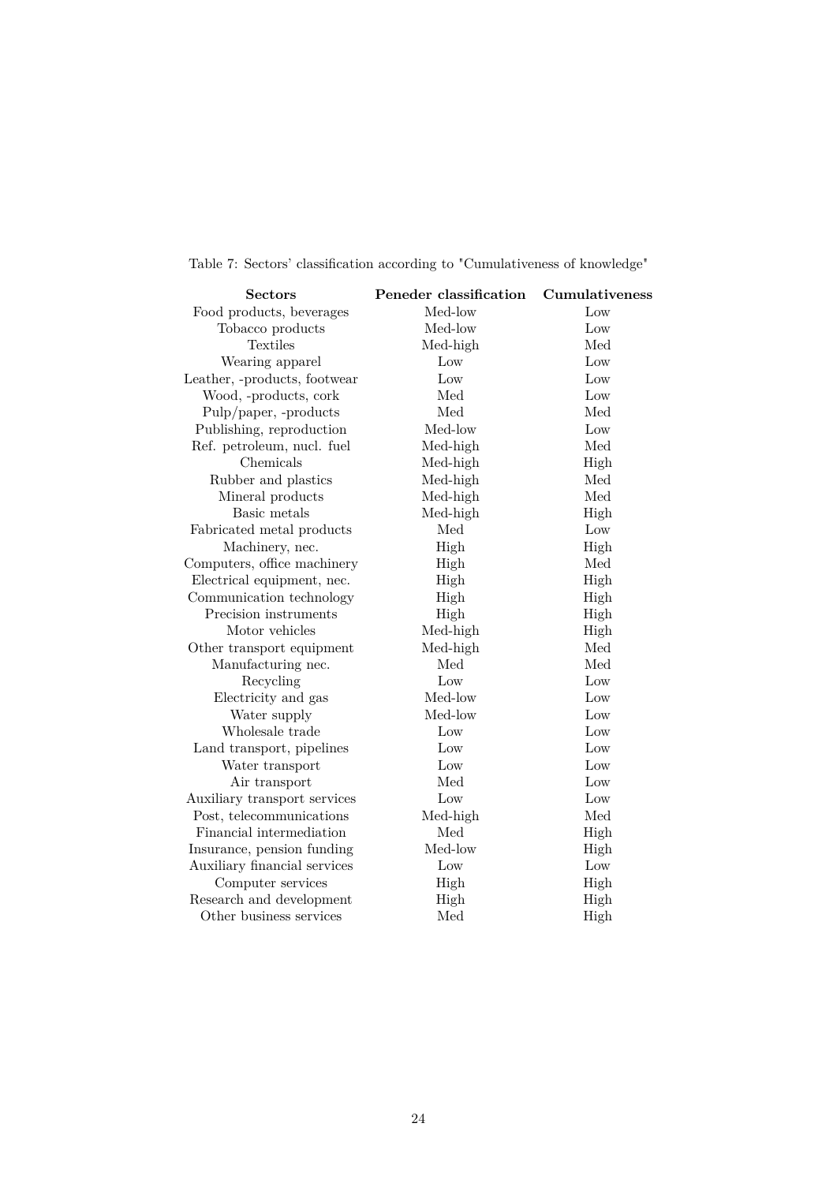Table 7: Sectors' classification according to "Cumulativeness of knowledge"

| Sectors | Peneder classification | Cumulativeness |
|---|---|---|
| Food products, beverages | Med-low | Low |
| Tobacco products | Med-low | Low |
| Textiles | Med-high | Med |
| Wearing apparel | Low | Low |
| Leather, -products, footwear | Low | Low |
| Wood, -products, cork | Med | Low |
| Pulp/paper, -products | Med | Med |
| Publishing, reproduction | Med-low | Low |
| Ref. petroleum, nucl. fuel | Med-high | Med |
| Chemicals | Med-high | High |
| Rubber and plastics | Med-high | Med |
| Mineral products | Med-high | Med |
| Basic metals | Med-high | High |
| Fabricated metal products | Med | Low |
| Machinery, nec. | High | High |
| Computers, office machinery | High | Med |
| Electrical equipment, nec. | High | High |
| Communication technology | High | High |
| Precision instruments | High | High |
| Motor vehicles | Med-high | High |
| Other transport equipment | Med-high | Med |
| Manufacturing nec. | Med | Med |
| Recycling | Low | Low |
| Electricity and gas | Med-low | Low |
| Water supply | Med-low | Low |
| Wholesale trade | Low | Low |
| Land transport, pipelines | Low | Low |
| Water transport | Low | Low |
| Air transport | Med | Low |
| Auxiliary transport services | Low | Low |
| Post, telecommunications | Med-high | Med |
| Financial intermediation | Med | High |
| Insurance, pension funding | Med-low | High |
| Auxiliary financial services | Low | Low |
| Computer services | High | High |
| Research and development | High | High |
| Other business services | Med | High |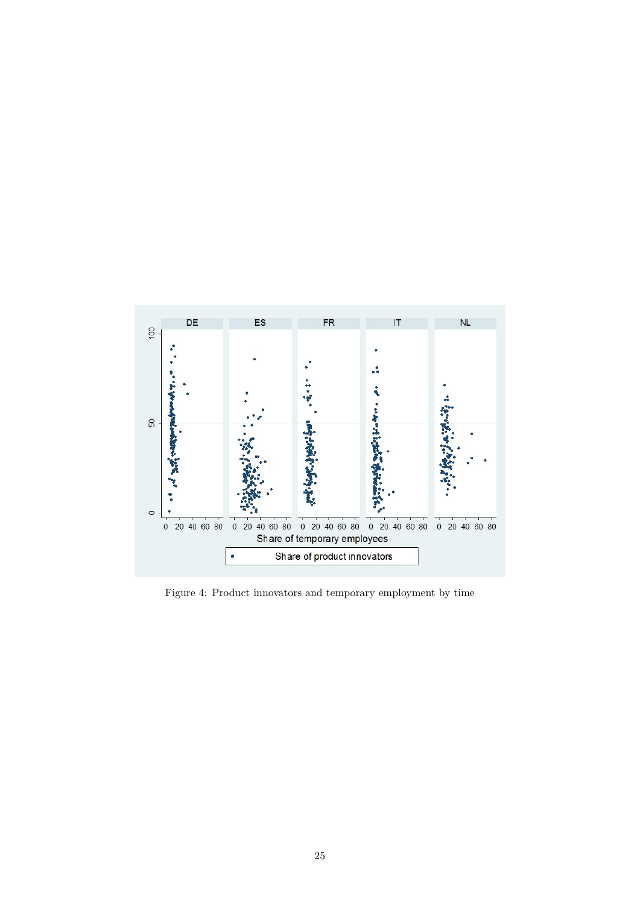Figure 4: Product innovators and temporary employment by time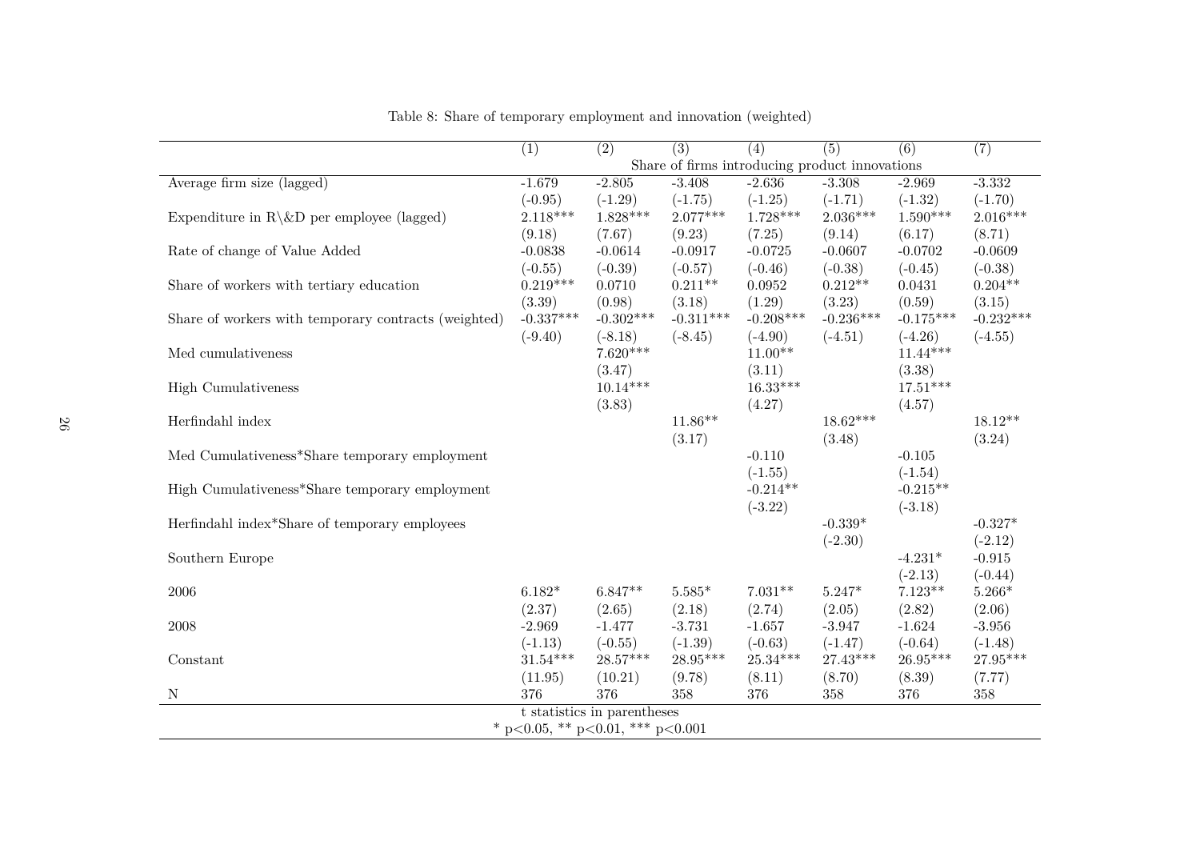Table 8: Share of temporary employment and innovation (weighted)

| | (1) | (2) | (3) | (4) | (5) | (6) | (7) |
|---|---|---|---|---|---|---|---|
| | Share of firms introducing product innovations | | | | | | |
| Average firm size (lagged) | -1.679 | -2.805 | -3.408 | -2.636 | -3.308 | -2.969 | -3.332 |
| | (-0.95) | (-1.29) | (-1.75) | (-1.25) | (-1.71) | (-1.32) | (-1.70) |
| Expenditure in R\&D per employee (lagged) | 2.118*** | 1.828*** | 2.077*** | 1.728*** | 2.036*** | 1.590*** | 2.016*** |
| | (9.18) | (7.67) | (9.23) | (7.25) | (9.14) | (6.17) | (8.71) |
| Rate of change of Value Added | -0.0838 | -0.0614 | -0.0917 | -0.0725 | -0.0607 | -0.0702 | -0.0609 |
| | (-0.55) | (-0.39) | (-0.57) | (-0.46) | (-0.38) | (-0.45) | (-0.38) |
| Share of workers with tertiary education | 0.219*** | 0.0710 | 0.211** | 0.0952 | 0.212** | 0.0431 | 0.204** |
| | (3.39) | (0.98) | (3.18) | (1.29) | (3.23) | (0.59) | (3.15) |
| Share of workers with temporary contracts (weighted) | -0.337*** | -0.302*** | -0.311*** | -0.208*** | -0.236*** | -0.175*** | -0.232*** |
| | (-9.40) | (-8.18) | (-8.45) | (-4.90) | (-4.51) | (-4.26) | (-4.55) |
| Med cumulativeness | | 7.620*** | | 11.00** | | 11.44*** | |
| | | (3.47) | | (3.11) | | (3.38) | |
| High Cumulativeness | | 10.14*** | | 16.33*** | | 17.51*** | |
| | | (3.83) | | (4.27) | | (4.57) | |
| Herfindahl index | | | 11.86** | | 18.62*** | | 18.12** |
| | | | (3.17) | | (3.48) | | (3.24) |
| Med Cumulativeness*Share temporary employment | | | | -0.110 | | -0.105 | |
| | | | | (-1.55) | | (-1.54) | |
| High Cumulativeness*Share temporary employment | | | | -0.214** | | -0.215** | |
| | | | | (-3.22) | | (-3.18) | |
| Herfindahl index*Share of temporary employees | | | | | -0.339* | | -0.327* |
| | | | | | (-2.30) | | (-2.12) |
| Southern Europe | | | | | | -4.231* | -0.915 |
| | | | | | | (-2.13) | (-0.44) |
| 2006 | 6.182* | 6.847** | 5.585* | 7.031** | 5.247* | 7.123** | 5.266* |
| | (2.37) | (2.65) | (2.18) | (2.74) | (2.05) | (2.82) | (2.06) |
| 2008 | -2.969 | -1.477 | -3.731 | -1.657 | -3.947 | -1.624 | -3.956 |
| | (-1.13) | (-0.55) | (-1.39) | (-0.63) | (-1.47) | (-0.64) | (-1.48) |
| Constant | 31.54*** | 28.57*** | 28.95*** | 25.34*** | 27.43*** | 26.95*** | 27.95*** |
| | (11.95) | (10.21) | (9.78) | (8.11) | (8.70) | (8.39) | (7.77) |
| N | 376 | 376 | 358 | 376 | 358 | 376 | 358 |

t statistics in parentheses
* p<0.05, ** p<0.01, *** p<0.001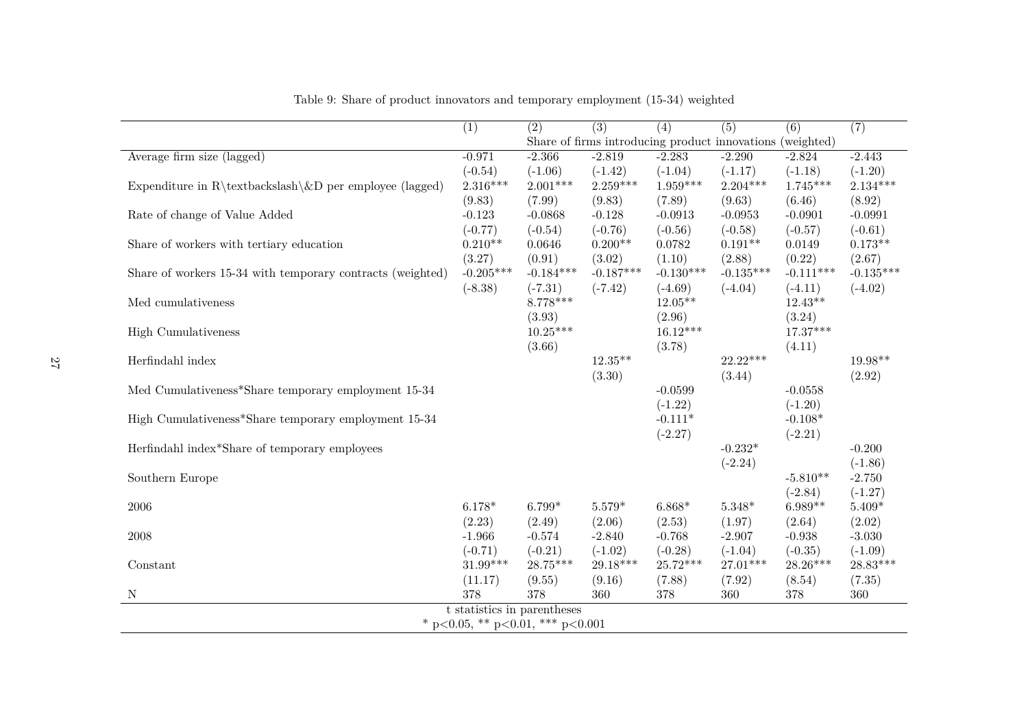Table 9: Share of product innovators and temporary employment (15-34) weighted

| | (1) | (2) | (3) | (4) | (5) | (6) | (7) |
|---|---|---|---|---|---|---|---|
| | | Share of firms introducing product innovations (weighted) | | | | | |
| Average firm size (lagged) | -0.971 | -2.366 | -2.819 | -2.283 | -2.290 | -2.824 | -2.443 |
| | (-0.54) | (-1.06) | (-1.42) | (-1.04) | (-1.17) | (-1.18) | (-1.20) |
| Expenditure in R\textbackslash\&D per employee (lagged) | 2.316*** | 2.001*** | 2.259*** | 1.959*** | 2.204*** | 1.745*** | 2.134*** |
| | (9.83) | (7.99) | (9.83) | (7.89) | (9.63) | (6.46) | (8.92) |
| Rate of change of Value Added | -0.123 | -0.0868 | -0.128 | -0.0913 | -0.0953 | -0.0901 | -0.0991 |
| | (-0.77) | (-0.54) | (-0.76) | (-0.56) | (-0.58) | (-0.57) | (-0.61) |
| Share of workers with tertiary education | 0.210** | 0.0646 | 0.200** | 0.0782 | 0.191** | 0.0149 | 0.173** |
| | (3.27) | (0.91) | (3.02) | (1.10) | (2.88) | (0.22) | (2.67) |
| Share of workers 15-34 with temporary contracts (weighted) | -0.205*** | -0.184*** | -0.187*** | -0.130*** | -0.135*** | -0.111*** | -0.135*** |
| | (-8.38) | (-7.31) | (-7.42) | (-4.69) | (-4.04) | (-4.11) | (-4.02) |
| Med cumulativeness | | 8.778*** | | 12.05** | | 12.43** | |
| | | (3.93) | | (2.96) | | (3.24) | |
| High Cumulativeness | | 10.25*** | | 16.12*** | | 17.37*** | |
| | | (3.66) | | (3.78) | | (4.11) | |
| Herfindahl index | | | 12.35** | | 22.22*** | | 19.98** |
| | | | (3.30) | | (3.44) | | (2.92) |
| Med Cumulativeness*Share temporary employment 15-34 | | | | -0.0599 | | -0.0558 | |
| | | | | (-1.22) | | (-1.20) | |
| High Cumulativeness*Share temporary employment 15-34 | | | | -0.111* | | -0.108* | |
| | | | | (-2.27) | | (-2.21) | |
| Herfindahl index*Share of temporary employees | | | | | -0.232* | | -0.200 |
| | | | | | (-2.24) | | (-1.86) |
| Southern Europe | | | | | | -5.810** | -2.750 |
| | | | | | | (-2.84) | (-1.27) |
| 2006 | 6.178* | 6.799* | 5.579* | 6.868* | 5.348* | 6.989** | 5.409* |
| | (2.23) | (2.49) | (2.06) | (2.53) | (1.97) | (2.64) | (2.02) |
| 2008 | -1.966 | -0.574 | -2.840 | -0.768 | -2.907 | -0.938 | -3.030 |
| | (-0.71) | (-0.21) | (-1.02) | (-0.28) | (-1.04) | (-0.35) | (-1.09) |
| Constant | 31.99*** | 28.75*** | 29.18*** | 25.72*** | 27.01*** | 28.26*** | 28.83*** |
| | (11.17) | (9.55) | (9.16) | (7.88) | (7.92) | (8.54) | (7.35) |
| N | 378 | 378 | 360 | 378 | 360 | 378 | 360 |

t statistics in parentheses
* p<0.05, ** p<0.01, *** p<0.001